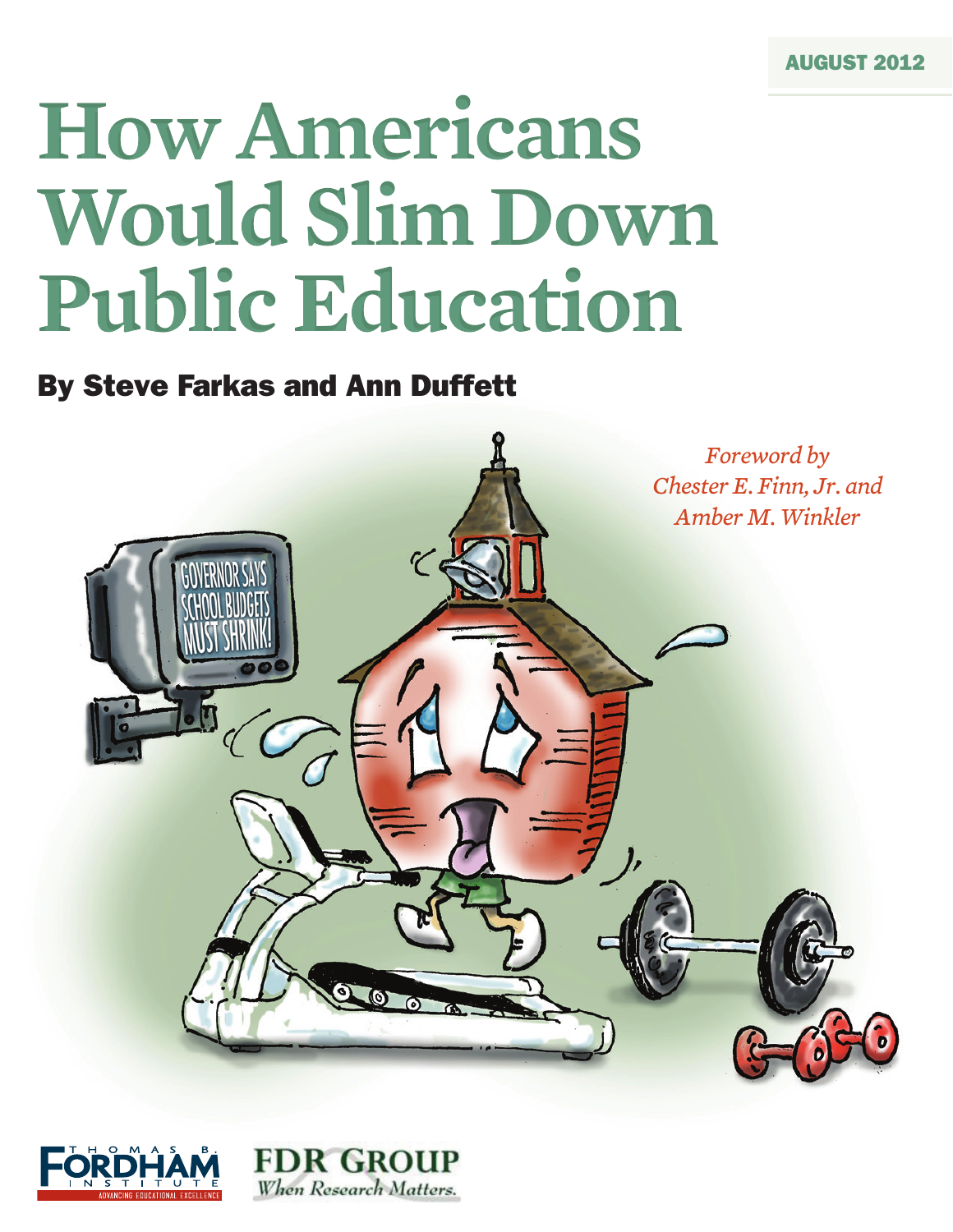AUGUST 2012

# How Americans Would Slim Down Public Education

## By Steve Farkas and Ann Duffett

*Foreword by Chester E. Finn, Jr. and Amber M. Winkler*

THOMAS B. FORDHAM INSTITUTE
ADVANCING EDUCATIONAL EXCELLENCE

FDR GROUP
*When Research Matters.*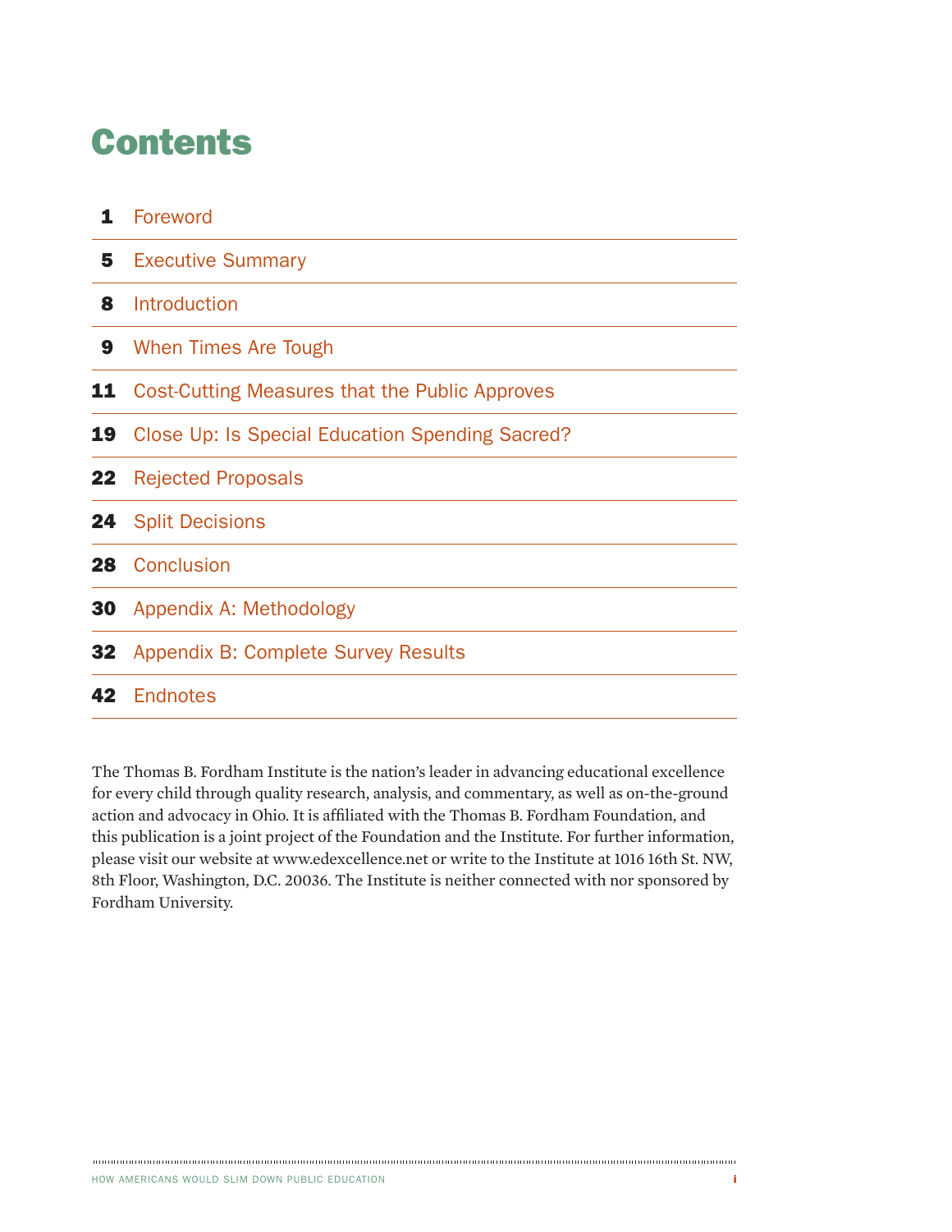# Contents

| | |
|---|---|
| **1** | Foreword |
| **5** | Executive Summary |
| **8** | Introduction |
| **9** | When Times Are Tough |
| **11** | Cost-Cutting Measures that the Public Approves |
| **19** | Close Up: Is Special Education Spending Sacred? |
| **22** | Rejected Proposals |
| **24** | Split Decisions |
| **28** | Conclusion |
| **30** | Appendix A: Methodology |
| **32** | Appendix B: Complete Survey Results |
| **42** | Endnotes |

The Thomas B. Fordham Institute is the nation's leader in advancing educational excellence for every child through quality research, analysis, and commentary, as well as on-the-ground action and advocacy in Ohio. It is affiliated with the Thomas B. Fordham Foundation, and this publication is a joint project of the Foundation and the Institute. For further information, please visit our website at www.edexcellence.net or write to the Institute at 1016 16th St. NW, 8th Floor, Washington, D.C. 20036. The Institute is neither connected with nor sponsored by Fordham University.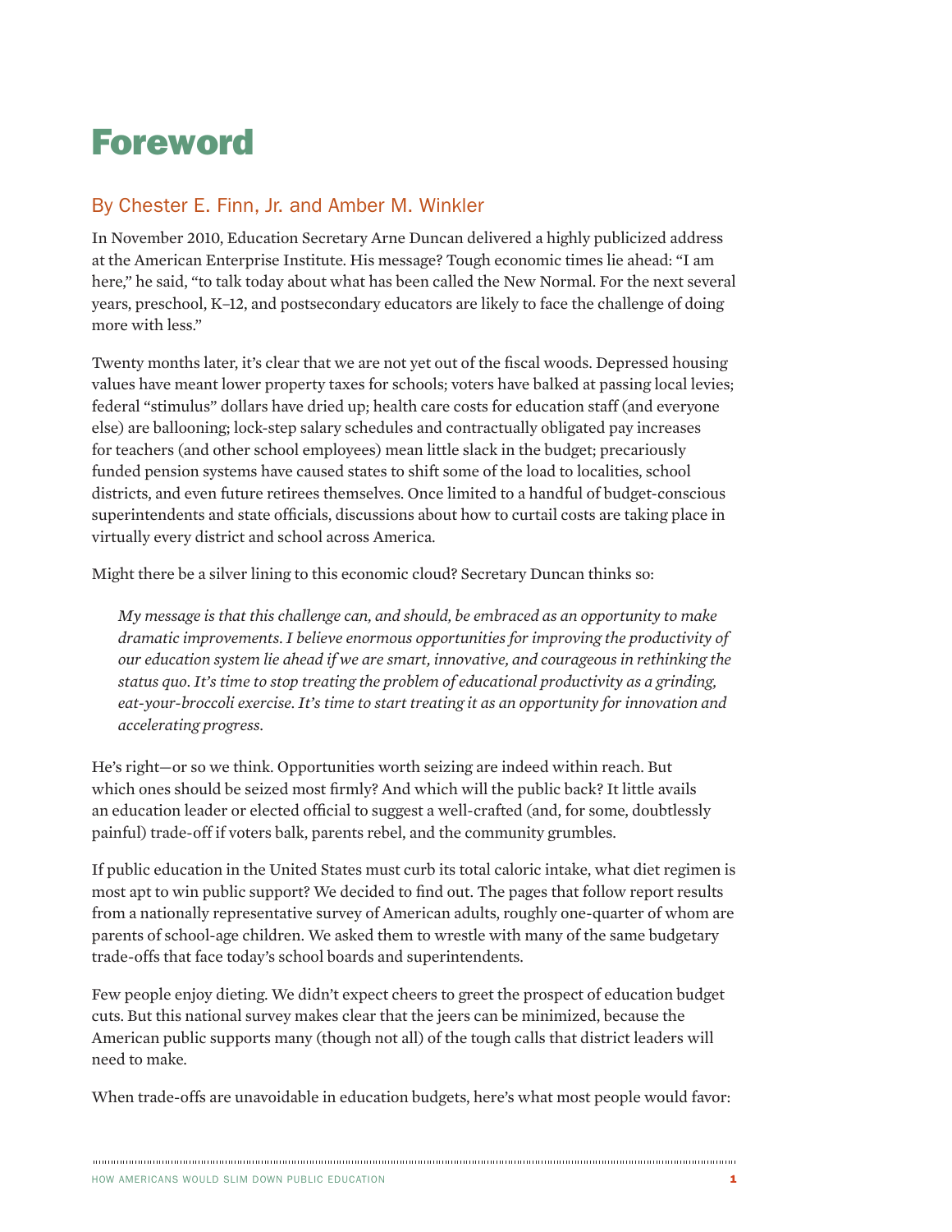# Foreword

## By Chester E. Finn, Jr. and Amber M. Winkler

In November 2010, Education Secretary Arne Duncan delivered a highly publicized address at the American Enterprise Institute. His message? Tough economic times lie ahead: "I am here," he said, "to talk today about what has been called the New Normal. For the next several years, preschool, K–12, and postsecondary educators are likely to face the challenge of doing more with less."

Twenty months later, it's clear that we are not yet out of the fiscal woods. Depressed housing values have meant lower property taxes for schools; voters have balked at passing local levies; federal "stimulus" dollars have dried up; health care costs for education staff (and everyone else) are ballooning; lock-step salary schedules and contractually obligated pay increases for teachers (and other school employees) mean little slack in the budget; precariously funded pension systems have caused states to shift some of the load to localities, school districts, and even future retirees themselves. Once limited to a handful of budget-conscious superintendents and state officials, discussions about how to curtail costs are taking place in virtually every district and school across America.

Might there be a silver lining to this economic cloud? Secretary Duncan thinks so:

> *My message is that this challenge can, and should, be embraced as an opportunity to make dramatic improvements. I believe enormous opportunities for improving the productivity of our education system lie ahead if we are smart, innovative, and courageous in rethinking the status quo. It's time to stop treating the problem of educational productivity as a grinding, eat-your-broccoli exercise. It's time to start treating it as an opportunity for innovation and accelerating progress.*

He's right—or so we think. Opportunities worth seizing are indeed within reach. But which ones should be seized most firmly? And which will the public back? It little avails an education leader or elected official to suggest a well-crafted (and, for some, doubtlessly painful) trade-off if voters balk, parents rebel, and the community grumbles.

If public education in the United States must curb its total caloric intake, what diet regimen is most apt to win public support? We decided to find out. The pages that follow report results from a nationally representative survey of American adults, roughly one-quarter of whom are parents of school-age children. We asked them to wrestle with many of the same budgetary trade-offs that face today's school boards and superintendents.

Few people enjoy dieting. We didn't expect cheers to greet the prospect of education budget cuts. But this national survey makes clear that the jeers can be minimized, because the American public supports many (though not all) of the tough calls that district leaders will need to make.

When trade-offs are unavoidable in education budgets, here's what most people would favor: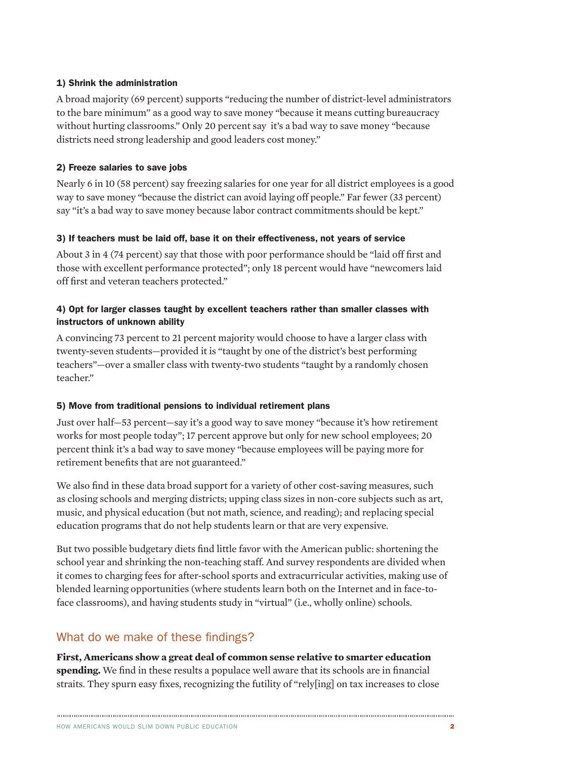#### 1) Shrink the administration

A broad majority (69 percent) supports "reducing the number of district-level administrators to the bare minimum" as a good way to save money "because it means cutting bureaucracy without hurting classrooms." Only 20 percent say it's a bad way to save money "because districts need strong leadership and good leaders cost money."

#### 2) Freeze salaries to save jobs

Nearly 6 in 10 (58 percent) say freezing salaries for one year for all district employees is a good way to save money "because the district can avoid laying off people." Far fewer (33 percent) say "it's a bad way to save money because labor contract commitments should be kept."

#### 3) If teachers must be laid off, base it on their effectiveness, not years of service

About 3 in 4 (74 percent) say that those with poor performance should be "laid off first and those with excellent performance protected"; only 18 percent would have "newcomers laid off first and veteran teachers protected."

#### 4) Opt for larger classes taught by excellent teachers rather than smaller classes with instructors of unknown ability

A convincing 73 percent to 21 percent majority would choose to have a larger class with twenty-seven students—provided it is "taught by one of the district's best performing teachers"—over a smaller class with twenty-two students "taught by a randomly chosen teacher."

#### 5) Move from traditional pensions to individual retirement plans

Just over half—53 percent—say it's a good way to save money "because it's how retirement works for most people today"; 17 percent approve but only for new school employees; 20 percent think it's a bad way to save money "because employees will be paying more for retirement benefits that are not guaranteed."

We also find in these data broad support for a variety of other cost-saving measures, such as closing schools and merging districts; upping class sizes in non-core subjects such as art, music, and physical education (but not math, science, and reading); and replacing special education programs that do not help students learn or that are very expensive.

But two possible budgetary diets find little favor with the American public: shortening the school year and shrinking the non-teaching staff. And survey respondents are divided when it comes to charging fees for after-school sports and extracurricular activities, making use of blended learning opportunities (where students learn both on the Internet and in face-to-face classrooms), and having students study in "virtual" (i.e., wholly online) schools.

## What do we make of these findings?

**First, Americans show a great deal of common sense relative to smarter education spending.** We find in these results a populace well aware that its schools are in financial straits. They spurn easy fixes, recognizing the futility of "rely[ing] on tax increases to close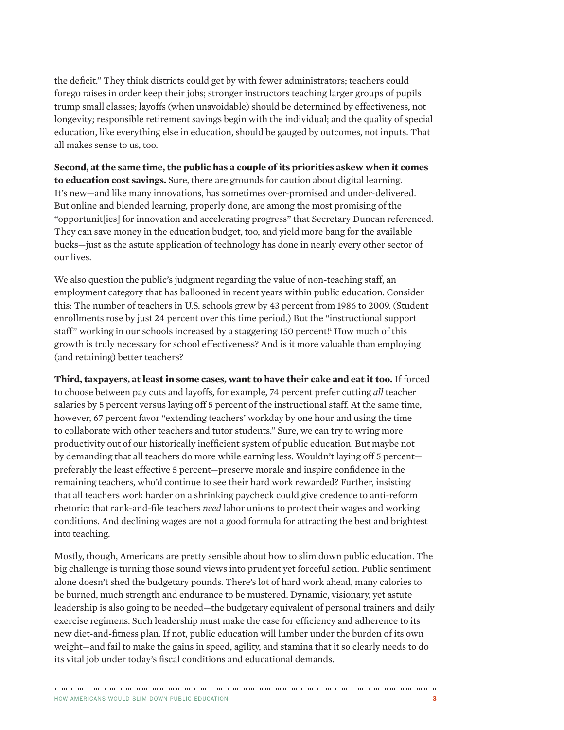the deficit." They think districts could get by with fewer administrators; teachers could forego raises in order keep their jobs; stronger instructors teaching larger groups of pupils trump small classes; layoffs (when unavoidable) should be determined by effectiveness, not longevity; responsible retirement savings begin with the individual; and the quality of special education, like everything else in education, should be gauged by outcomes, not inputs. That all makes sense to us, too.

**Second, at the same time, the public has a couple of its priorities askew when it comes to education cost savings.** Sure, there are grounds for caution about digital learning. It's new—and like many innovations, has sometimes over-promised and under-delivered. But online and blended learning, properly done, are among the most promising of the "opportunit[ies] for innovation and accelerating progress" that Secretary Duncan referenced. They can save money in the education budget, too, and yield more bang for the available bucks—just as the astute application of technology has done in nearly every other sector of our lives.

We also question the public's judgment regarding the value of non-teaching staff, an employment category that has ballooned in recent years within public education. Consider this: The number of teachers in U.S. schools grew by 43 percent from 1986 to 2009. (Student enrollments rose by just 24 percent over this time period.) But the "instructional support staff" working in our schools increased by a staggering 150 percent![1] How much of this growth is truly necessary for school effectiveness? And is it more valuable than employing (and retaining) better teachers?

**Third, taxpayers, at least in some cases, want to have their cake and eat it too.** If forced to choose between pay cuts and layoffs, for example, 74 percent prefer cutting *all* teacher salaries by 5 percent versus laying off 5 percent of the instructional staff. At the same time, however, 67 percent favor "extending teachers' workday by one hour and using the time to collaborate with other teachers and tutor students." Sure, we can try to wring more productivity out of our historically inefficient system of public education. But maybe not by demanding that all teachers do more while earning less. Wouldn't laying off 5 percent—preferably the least effective 5 percent—preserve morale and inspire confidence in the remaining teachers, who'd continue to see their hard work rewarded? Further, insisting that all teachers work harder on a shrinking paycheck could give credence to anti-reform rhetoric: that rank-and-file teachers *need* labor unions to protect their wages and working conditions. And declining wages are not a good formula for attracting the best and brightest into teaching.

Mostly, though, Americans are pretty sensible about how to slim down public education. The big challenge is turning those sound views into prudent yet forceful action. Public sentiment alone doesn't shed the budgetary pounds. There's lot of hard work ahead, many calories to be burned, much strength and endurance to be mustered. Dynamic, visionary, yet astute leadership is also going to be needed—the budgetary equivalent of personal trainers and daily exercise regimens. Such leadership must make the case for efficiency and adherence to its new diet-and-fitness plan. If not, public education will lumber under the burden of its own weight—and fail to make the gains in speed, agility, and stamina that it so clearly needs to do its vital job under today's fiscal conditions and educational demands.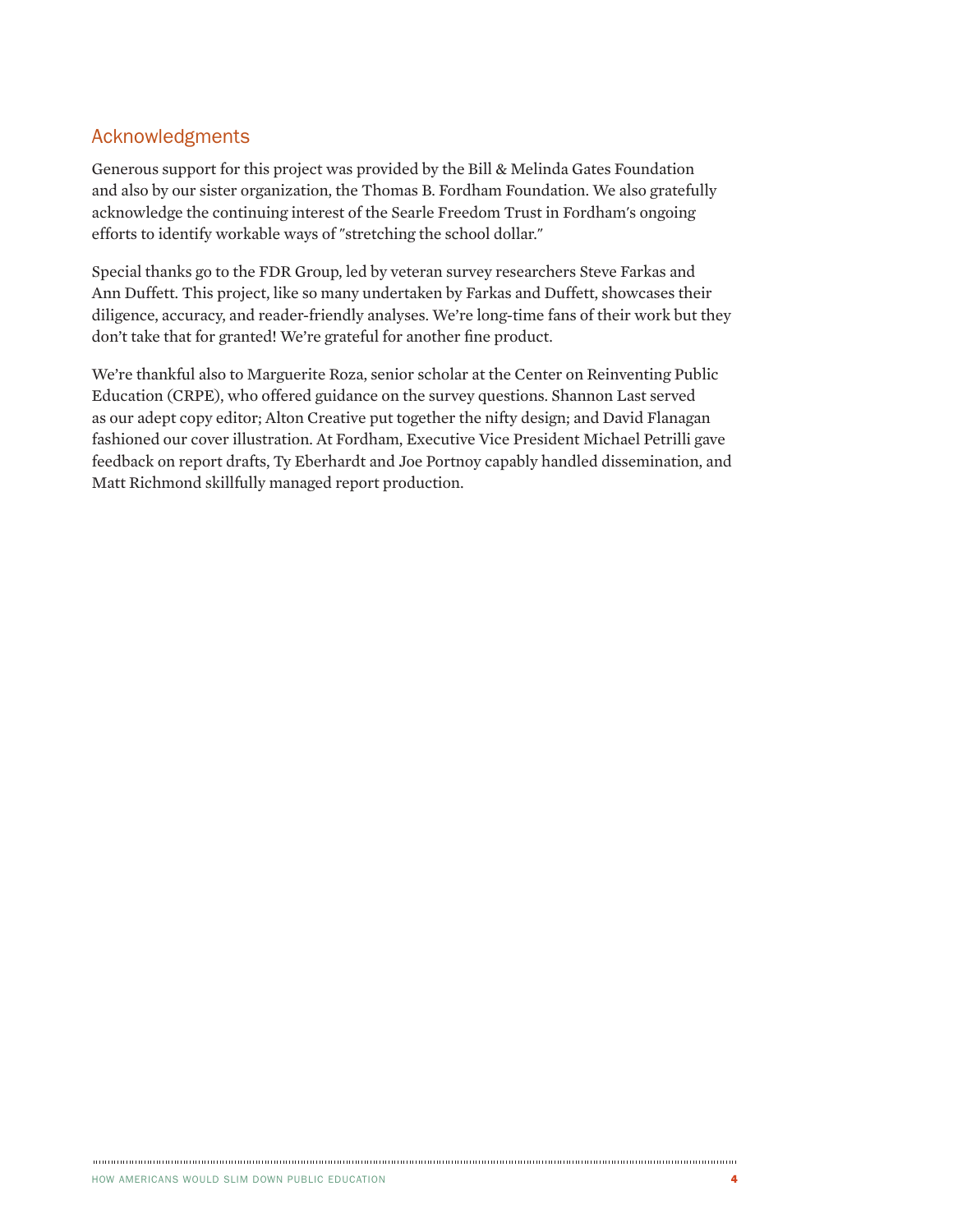## Acknowledgments

Generous support for this project was provided by the Bill & Melinda Gates Foundation and also by our sister organization, the Thomas B. Fordham Foundation. We also gratefully acknowledge the continuing interest of the Searle Freedom Trust in Fordham's ongoing efforts to identify workable ways of "stretching the school dollar."

Special thanks go to the FDR Group, led by veteran survey researchers Steve Farkas and Ann Duffett. This project, like so many undertaken by Farkas and Duffett, showcases their diligence, accuracy, and reader-friendly analyses. We're long-time fans of their work but they don't take that for granted! We're grateful for another fine product.

We're thankful also to Marguerite Roza, senior scholar at the Center on Reinventing Public Education (CRPE), who offered guidance on the survey questions. Shannon Last served as our adept copy editor; Alton Creative put together the nifty design; and David Flanagan fashioned our cover illustration. At Fordham, Executive Vice President Michael Petrilli gave feedback on report drafts, Ty Eberhardt and Joe Portnoy capably handled dissemination, and Matt Richmond skillfully managed report production.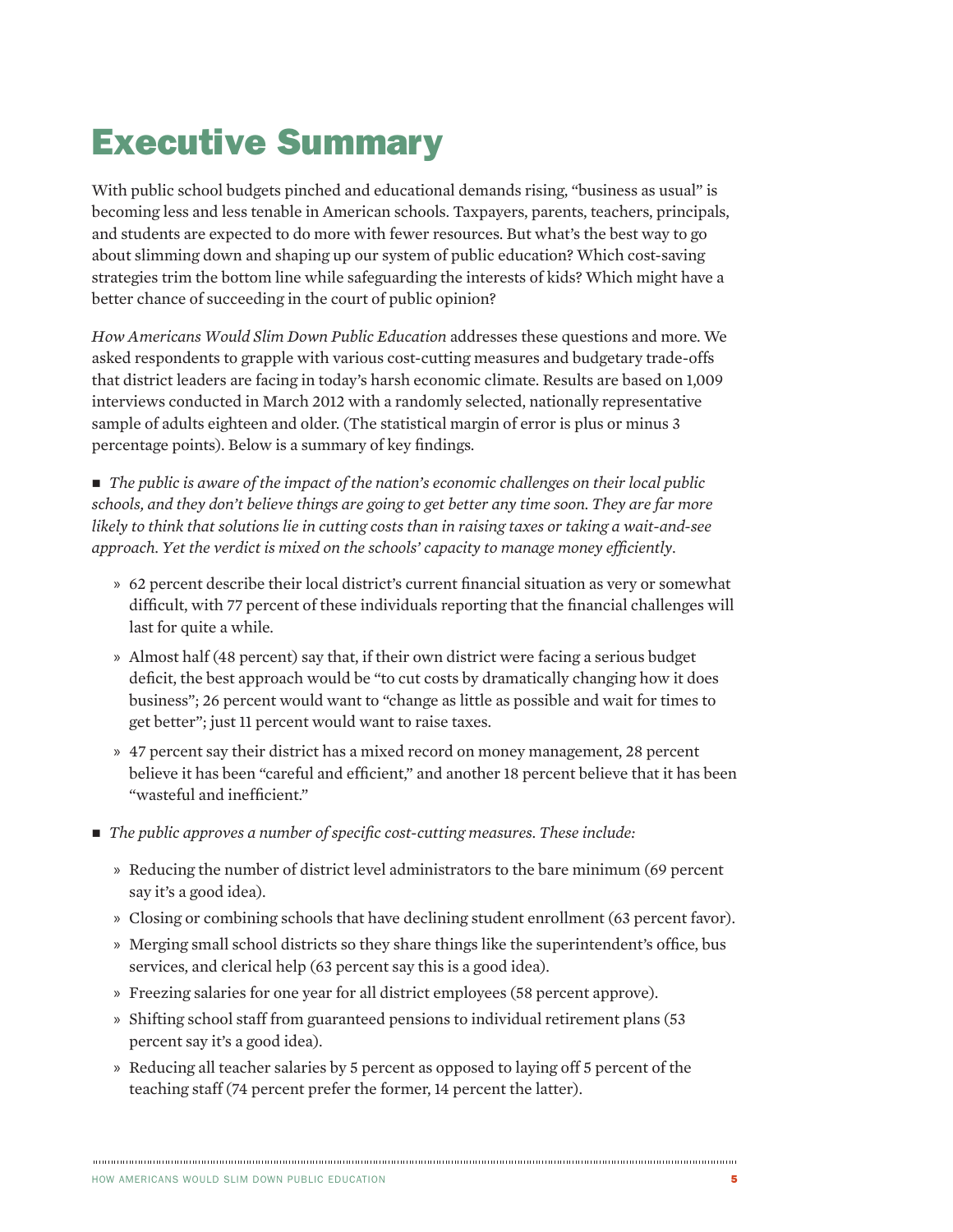# Executive Summary

With public school budgets pinched and educational demands rising, "business as usual" is becoming less and less tenable in American schools. Taxpayers, parents, teachers, principals, and students are expected to do more with fewer resources. But what's the best way to go about slimming down and shaping up our system of public education? Which cost-saving strategies trim the bottom line while safeguarding the interests of kids? Which might have a better chance of succeeding in the court of public opinion?

*How Americans Would Slim Down Public Education* addresses these questions and more. We asked respondents to grapple with various cost-cutting measures and budgetary trade-offs that district leaders are facing in today's harsh economic climate. Results are based on 1,009 interviews conducted in March 2012 with a randomly selected, nationally representative sample of adults eighteen and older. (The statistical margin of error is plus or minus 3 percentage points). Below is a summary of key findings.

- *The public is aware of the impact of the nation's economic challenges on their local public schools, and they don't believe things are going to get better any time soon. They are far more likely to think that solutions lie in cutting costs than in raising taxes or taking a wait-and-see approach. Yet the verdict is mixed on the schools' capacity to manage money efficiently.*
  - 62 percent describe their local district's current financial situation as very or somewhat difficult, with 77 percent of these individuals reporting that the financial challenges will last for quite a while.
  - Almost half (48 percent) say that, if their own district were facing a serious budget deficit, the best approach would be "to cut costs by dramatically changing how it does business"; 26 percent would want to "change as little as possible and wait for times to get better"; just 11 percent would want to raise taxes.
  - 47 percent say their district has a mixed record on money management, 28 percent believe it has been "careful and efficient," and another 18 percent believe that it has been "wasteful and inefficient."
- *The public approves a number of specific cost-cutting measures. These include:*
  - Reducing the number of district level administrators to the bare minimum (69 percent say it's a good idea).
  - Closing or combining schools that have declining student enrollment (63 percent favor).
  - Merging small school districts so they share things like the superintendent's office, bus services, and clerical help (63 percent say this is a good idea).
  - Freezing salaries for one year for all district employees (58 percent approve).
  - Shifting school staff from guaranteed pensions to individual retirement plans (53 percent say it's a good idea).
  - Reducing all teacher salaries by 5 percent as opposed to laying off 5 percent of the teaching staff (74 percent prefer the former, 14 percent the latter).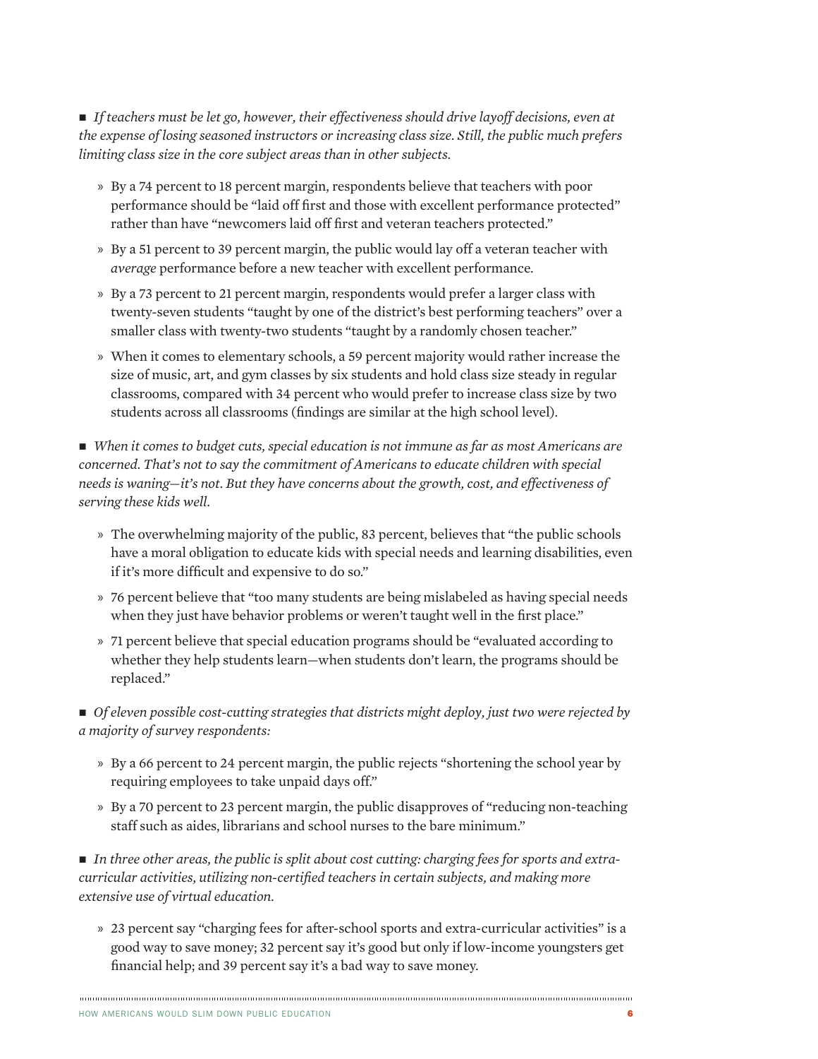- *If teachers must be let go, however, their effectiveness should drive layoff decisions, even at the expense of losing seasoned instructors or increasing class size. Still, the public much prefers limiting class size in the core subject areas than in other subjects.*

  » By a 74 percent to 18 percent margin, respondents believe that teachers with poor performance should be "laid off first and those with excellent performance protected" rather than have "newcomers laid off first and veteran teachers protected."

  » By a 51 percent to 39 percent margin, the public would lay off a veteran teacher with *average* performance before a new teacher with excellent performance.

  » By a 73 percent to 21 percent margin, respondents would prefer a larger class with twenty-seven students "taught by one of the district's best performing teachers" over a smaller class with twenty-two students "taught by a randomly chosen teacher."

  » When it comes to elementary schools, a 59 percent majority would rather increase the size of music, art, and gym classes by six students and hold class size steady in regular classrooms, compared with 34 percent who would prefer to increase class size by two students across all classrooms (findings are similar at the high school level).

- *When it comes to budget cuts, special education is not immune as far as most Americans are concerned. That's not to say the commitment of Americans to educate children with special needs is waning—it's not. But they have concerns about the growth, cost, and effectiveness of serving these kids well.*

  » The overwhelming majority of the public, 83 percent, believes that "the public schools have a moral obligation to educate kids with special needs and learning disabilities, even if it's more difficult and expensive to do so."

  » 76 percent believe that "too many students are being mislabeled as having special needs when they just have behavior problems or weren't taught well in the first place."

  » 71 percent believe that special education programs should be "evaluated according to whether they help students learn—when students don't learn, the programs should be replaced."

- *Of eleven possible cost-cutting strategies that districts might deploy, just two were rejected by a majority of survey respondents:*

  » By a 66 percent to 24 percent margin, the public rejects "shortening the school year by requiring employees to take unpaid days off."

  » By a 70 percent to 23 percent margin, the public disapproves of "reducing non-teaching staff such as aides, librarians and school nurses to the bare minimum."

- *In three other areas, the public is split about cost cutting: charging fees for sports and extra-curricular activities, utilizing non-certified teachers in certain subjects, and making more extensive use of virtual education.*

  » 23 percent say "charging fees for after-school sports and extra-curricular activities" is a good way to save money; 32 percent say it's good but only if low-income youngsters get financial help; and 39 percent say it's a bad way to save money.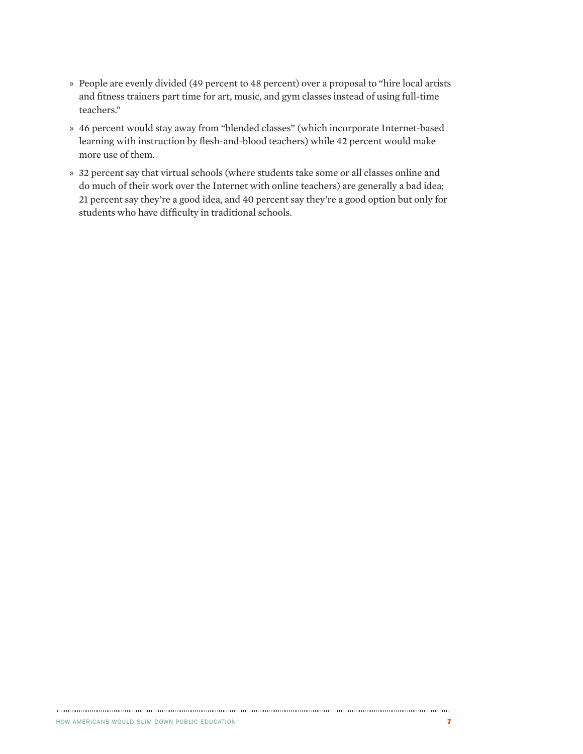» People are evenly divided (49 percent to 48 percent) over a proposal to "hire local artists and fitness trainers part time for art, music, and gym classes instead of using full-time teachers."

» 46 percent would stay away from "blended classes" (which incorporate Internet-based learning with instruction by flesh-and-blood teachers) while 42 percent would make more use of them.

» 32 percent say that virtual schools (where students take some or all classes online and do much of their work over the Internet with online teachers) are generally a bad idea; 21 percent say they're a good idea, and 40 percent say they're a good option but only for students who have difficulty in traditional schools.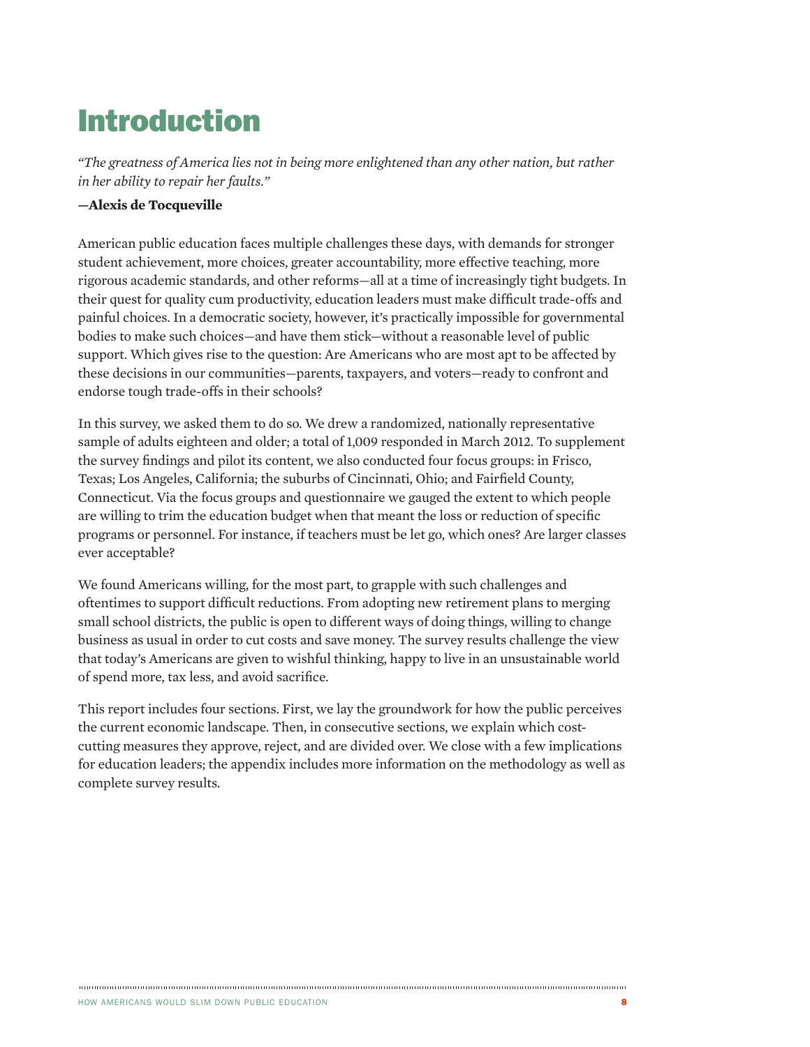# Introduction

*"The greatness of America lies not in being more enlightened than any other nation, but rather in her ability to repair her faults."*

**—Alexis de Tocqueville**

American public education faces multiple challenges these days, with demands for stronger student achievement, more choices, greater accountability, more effective teaching, more rigorous academic standards, and other reforms—all at a time of increasingly tight budgets. In their quest for quality cum productivity, education leaders must make difficult trade-offs and painful choices. In a democratic society, however, it's practically impossible for governmental bodies to make such choices—and have them stick—without a reasonable level of public support. Which gives rise to the question: Are Americans who are most apt to be affected by these decisions in our communities—parents, taxpayers, and voters—ready to confront and endorse tough trade-offs in their schools?

In this survey, we asked them to do so. We drew a randomized, nationally representative sample of adults eighteen and older; a total of 1,009 responded in March 2012. To supplement the survey findings and pilot its content, we also conducted four focus groups: in Frisco, Texas; Los Angeles, California; the suburbs of Cincinnati, Ohio; and Fairfield County, Connecticut. Via the focus groups and questionnaire we gauged the extent to which people are willing to trim the education budget when that meant the loss or reduction of specific programs or personnel. For instance, if teachers must be let go, which ones? Are larger classes ever acceptable?

We found Americans willing, for the most part, to grapple with such challenges and oftentimes to support difficult reductions. From adopting new retirement plans to merging small school districts, the public is open to different ways of doing things, willing to change business as usual in order to cut costs and save money. The survey results challenge the view that today's Americans are given to wishful thinking, happy to live in an unsustainable world of spend more, tax less, and avoid sacrifice.

This report includes four sections. First, we lay the groundwork for how the public perceives the current economic landscape. Then, in consecutive sections, we explain which cost-cutting measures they approve, reject, and are divided over. We close with a few implications for education leaders; the appendix includes more information on the methodology as well as complete survey results.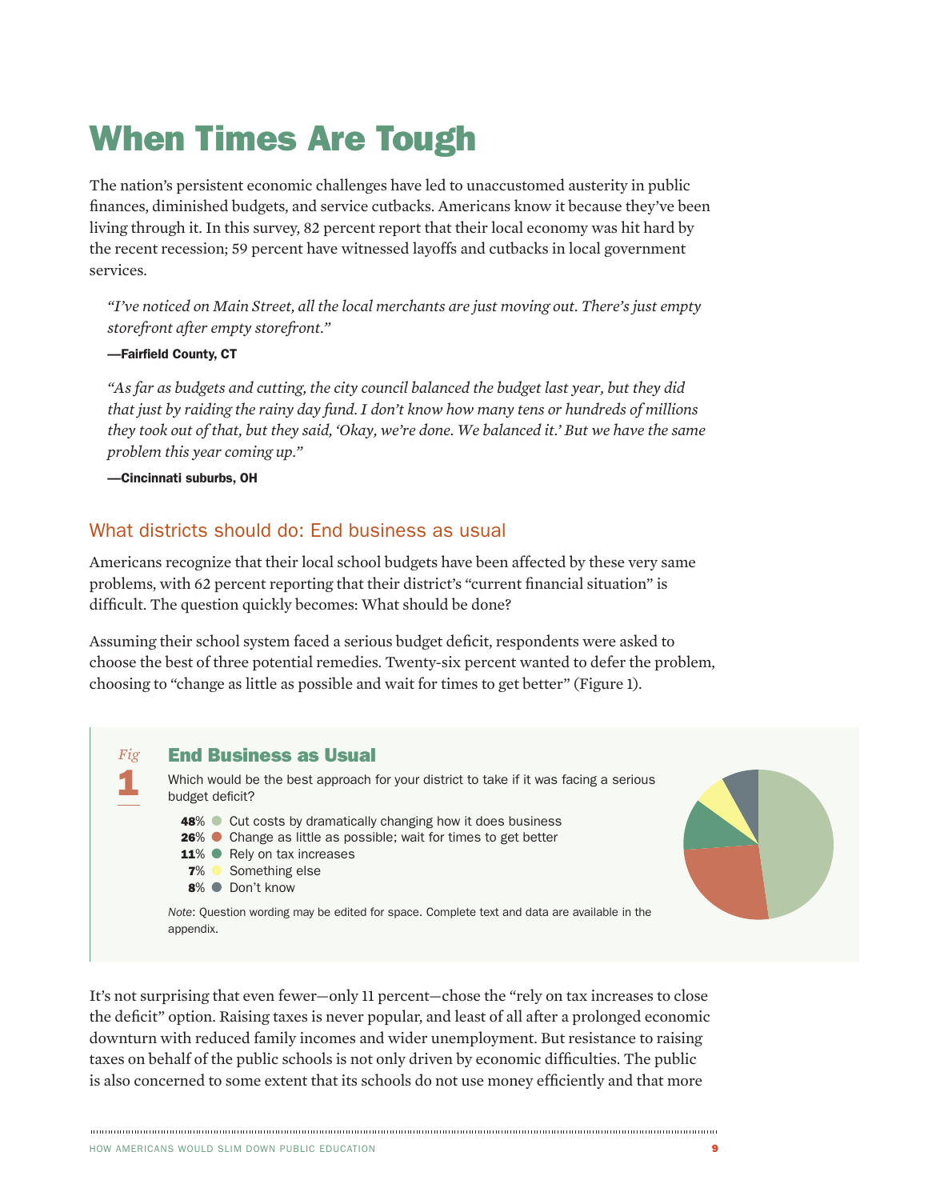# When Times Are Tough

The nation's persistent economic challenges have led to unaccustomed austerity in public finances, diminished budgets, and service cutbacks. Americans know it because they've been living through it. In this survey, 82 percent report that their local economy was hit hard by the recent recession; 59 percent have witnessed layoffs and cutbacks in local government services.

> *"I've noticed on Main Street, all the local merchants are just moving out. There's just empty storefront after empty storefront."*
>
> **—Fairfield County, CT**

> *"As far as budgets and cutting, the city council balanced the budget last year, but they did that just by raiding the rainy day fund. I don't know how many tens or hundreds of millions they took out of that, but they said, 'Okay, we're done. We balanced it.' But we have the same problem this year coming up."*
>
> **—Cincinnati suburbs, OH**

## What districts should do: End business as usual

Americans recognize that their local school budgets have been affected by these very same problems, with 62 percent reporting that their district's "current financial situation" is difficult. The question quickly becomes: What should be done?

Assuming their school system faced a serious budget deficit, respondents were asked to choose the best of three potential remedies. Twenty-six percent wanted to defer the problem, choosing to "change as little as possible and wait for times to get better" (Figure 1).

*Fig* **1**

### End Business as Usual

Which would be the best approach for your district to take if it was facing a serious budget deficit?

- **48**% Cut costs by dramatically changing how it does business
- **26**% Change as little as possible; wait for times to get better
- **11**% Rely on tax increases
- **7**% Something else
- **8**% Don't know

*Note*: Question wording may be edited for space. Complete text and data are available in the appendix.

It's not surprising that even fewer—only 11 percent—chose the "rely on tax increases to close the deficit" option. Raising taxes is never popular, and least of all after a prolonged economic downturn with reduced family incomes and wider unemployment. But resistance to raising taxes on behalf of the public schools is not only driven by economic difficulties. The public is also concerned to some extent that its schools do not use money efficiently and that more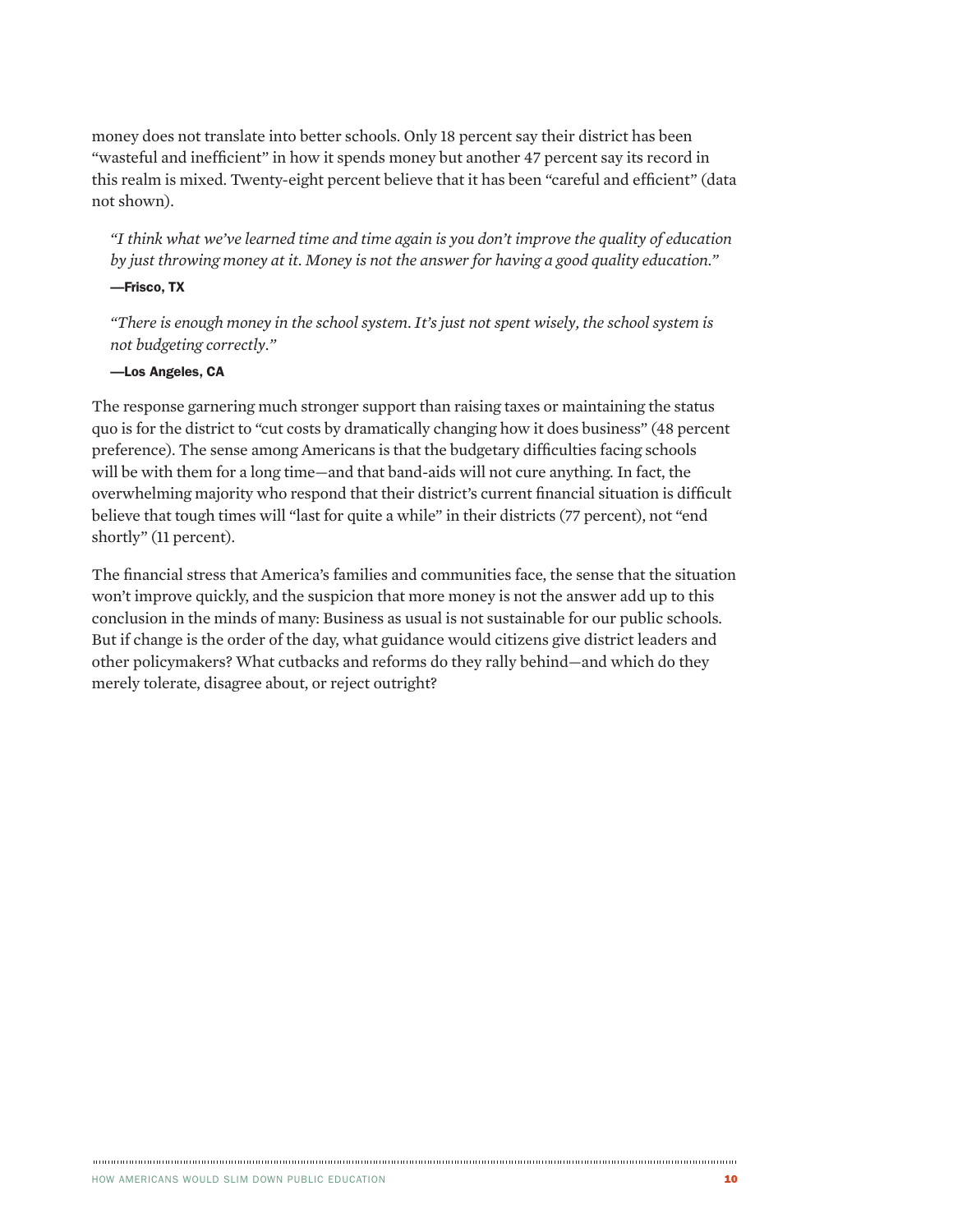money does not translate into better schools. Only 18 percent say their district has been "wasteful and inefficient" in how it spends money but another 47 percent say its record in this realm is mixed. Twenty-eight percent believe that it has been "careful and efficient" (data not shown).

> *"I think what we've learned time and time again is you don't improve the quality of education by just throwing money at it. Money is not the answer for having a good quality education."*
>
> **—Frisco, TX**

> *"There is enough money in the school system. It's just not spent wisely, the school system is not budgeting correctly."*
>
> **—Los Angeles, CA**

The response garnering much stronger support than raising taxes or maintaining the status quo is for the district to "cut costs by dramatically changing how it does business" (48 percent preference). The sense among Americans is that the budgetary difficulties facing schools will be with them for a long time—and that band-aids will not cure anything. In fact, the overwhelming majority who respond that their district's current financial situation is difficult believe that tough times will "last for quite a while" in their districts (77 percent), not "end shortly" (11 percent).

The financial stress that America's families and communities face, the sense that the situation won't improve quickly, and the suspicion that more money is not the answer add up to this conclusion in the minds of many: Business as usual is not sustainable for our public schools. But if change is the order of the day, what guidance would citizens give district leaders and other policymakers? What cutbacks and reforms do they rally behind—and which do they merely tolerate, disagree about, or reject outright?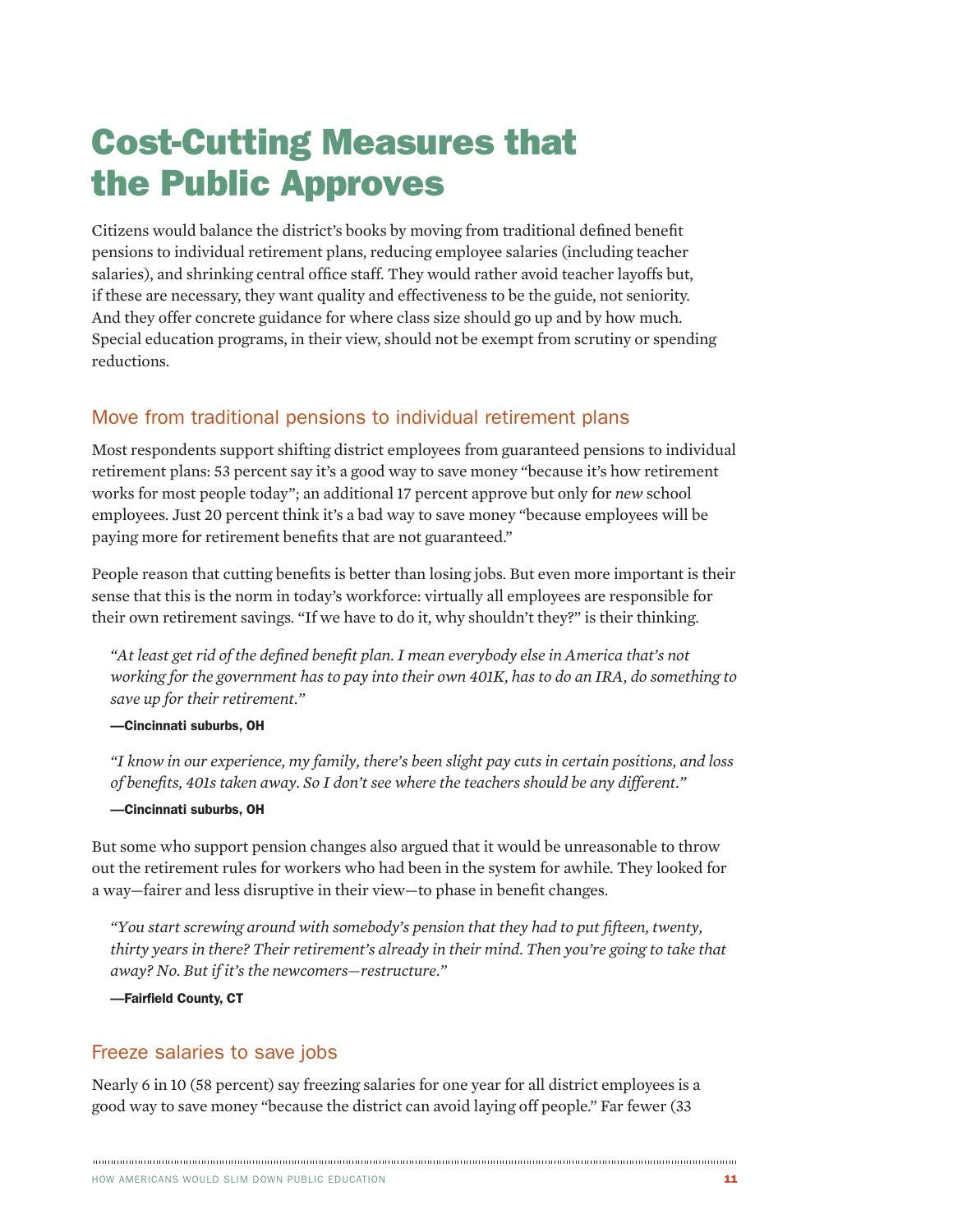# Cost-Cutting Measures that the Public Approves

Citizens would balance the district's books by moving from traditional defined benefit pensions to individual retirement plans, reducing employee salaries (including teacher salaries), and shrinking central office staff. They would rather avoid teacher layoffs but, if these are necessary, they want quality and effectiveness to be the guide, not seniority. And they offer concrete guidance for where class size should go up and by how much. Special education programs, in their view, should not be exempt from scrutiny or spending reductions.

## Move from traditional pensions to individual retirement plans

Most respondents support shifting district employees from guaranteed pensions to individual retirement plans: 53 percent say it's a good way to save money "because it's how retirement works for most people today"; an additional 17 percent approve but only for *new* school employees. Just 20 percent think it's a bad way to save money "because employees will be paying more for retirement benefits that are not guaranteed."

People reason that cutting benefits is better than losing jobs. But even more important is their sense that this is the norm in today's workforce: virtually all employees are responsible for their own retirement savings. "If we have to do it, why shouldn't they?" is their thinking.

> *"At least get rid of the defined benefit plan. I mean everybody else in America that's not working for the government has to pay into their own 401K, has to do an IRA, do something to save up for their retirement."*
>
> **—Cincinnati suburbs, OH**

> *"I know in our experience, my family, there's been slight pay cuts in certain positions, and loss of benefits, 401s taken away. So I don't see where the teachers should be any different."*
>
> **—Cincinnati suburbs, OH**

But some who support pension changes also argued that it would be unreasonable to throw out the retirement rules for workers who had been in the system for awhile. They looked for a way—fairer and less disruptive in their view—to phase in benefit changes.

> *"You start screwing around with somebody's pension that they had to put fifteen, twenty, thirty years in there? Their retirement's already in their mind. Then you're going to take that away? No. But if it's the newcomers—restructure."*
>
> **—Fairfield County, CT**

## Freeze salaries to save jobs

Nearly 6 in 10 (58 percent) say freezing salaries for one year for all district employees is a good way to save money "because the district can avoid laying off people." Far fewer (33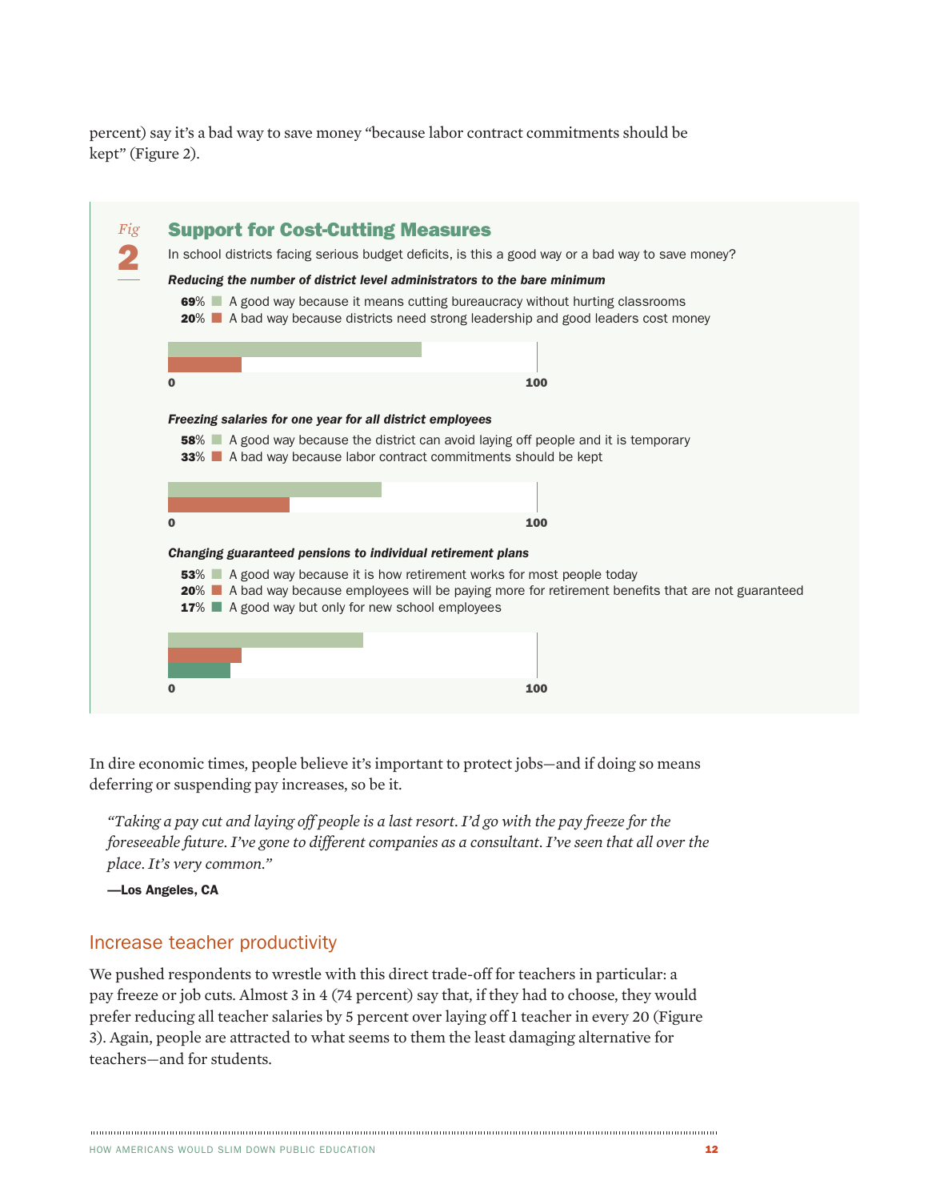percent) say it's a bad way to save money "because labor contract commitments should be kept" (Figure 2).

*Fig* **2**

## Support for Cost-Cutting Measures

In school districts facing serious budget deficits, is this a good way or a bad way to save money?

***Reducing the number of district level administrators to the bare minimum***

- **69%** A good way because it means cutting bureaucracy without hurting classrooms
- **20%** A bad way because districts need strong leadership and good leaders cost money

***Freezing salaries for one year for all district employees***

- **58%** A good way because the district can avoid laying off people and it is temporary
- **33%** A bad way because labor contract commitments should be kept

***Changing guaranteed pensions to individual retirement plans***

- **53%** A good way because it is how retirement works for most people today
- **20%** A bad way because employees will be paying more for retirement benefits that are not guaranteed
- **17%** A good way but only for new school employees

In dire economic times, people believe it's important to protect jobs—and if doing so means deferring or suspending pay increases, so be it.

> *"Taking a pay cut and laying off people is a last resort. I'd go with the pay freeze for the foreseeable future. I've gone to different companies as a consultant. I've seen that all over the place. It's very common."*
>
> **—Los Angeles, CA**

## Increase teacher productivity

We pushed respondents to wrestle with this direct trade-off for teachers in particular: a pay freeze or job cuts. Almost 3 in 4 (74 percent) say that, if they had to choose, they would prefer reducing all teacher salaries by 5 percent over laying off 1 teacher in every 20 (Figure 3). Again, people are attracted to what seems to them the least damaging alternative for teachers—and for students.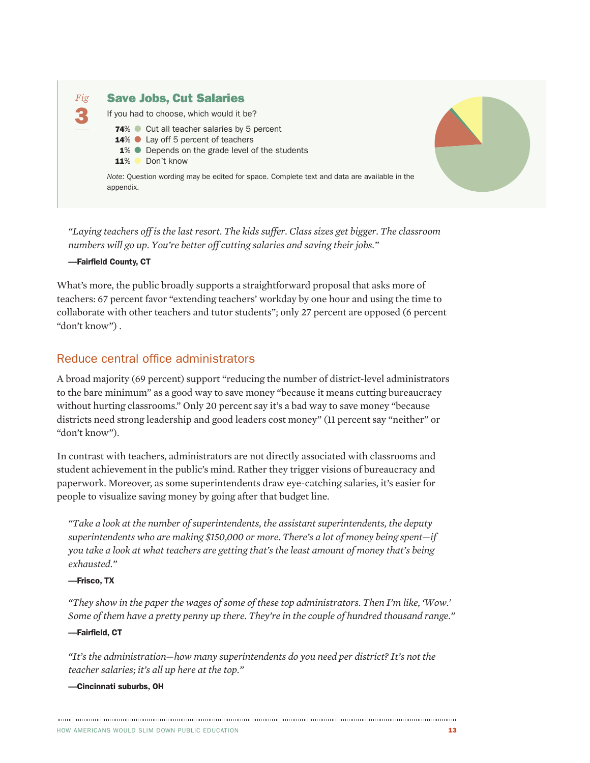Fig 3

### Save Jobs, Cut Salaries

If you had to choose, which would it be?

- **74**% Cut all teacher salaries by 5 percent
- **14**% Lay off 5 percent of teachers
- **1**% Depends on the grade level of the students
- **11**% Don't know

*Note*: Question wording may be edited for space. Complete text and data are available in the appendix.

> *"Laying teachers off is the last resort. The kids suffer. Class sizes get bigger. The classroom numbers will go up. You're better off cutting salaries and saving their jobs."*
>
> **—Fairfield County, CT**

What's more, the public broadly supports a straightforward proposal that asks more of teachers: 67 percent favor "extending teachers' workday by one hour and using the time to collaborate with other teachers and tutor students"; only 27 percent are opposed (6 percent "don't know") .

## Reduce central office administrators

A broad majority (69 percent) support "reducing the number of district-level administrators to the bare minimum" as a good way to save money "because it means cutting bureaucracy without hurting classrooms." Only 20 percent say it's a bad way to save money "because districts need strong leadership and good leaders cost money" (11 percent say "neither" or "don't know").

In contrast with teachers, administrators are not directly associated with classrooms and student achievement in the public's mind. Rather they trigger visions of bureaucracy and paperwork. Moreover, as some superintendents draw eye-catching salaries, it's easier for people to visualize saving money by going after that budget line.

> *"Take a look at the number of superintendents, the assistant superintendents, the deputy superintendents who are making $150,000 or more. There's a lot of money being spent—if you take a look at what teachers are getting that's the least amount of money that's being exhausted."*
>
> **—Frisco, TX**

> *"They show in the paper the wages of some of these top administrators. Then I'm like, 'Wow.' Some of them have a pretty penny up there. They're in the couple of hundred thousand range."*
>
> **—Fairfield, CT**

> *"It's the administration—how many superintendents do you need per district? It's not the teacher salaries; it's all up here at the top."*
>
> **—Cincinnati suburbs, OH**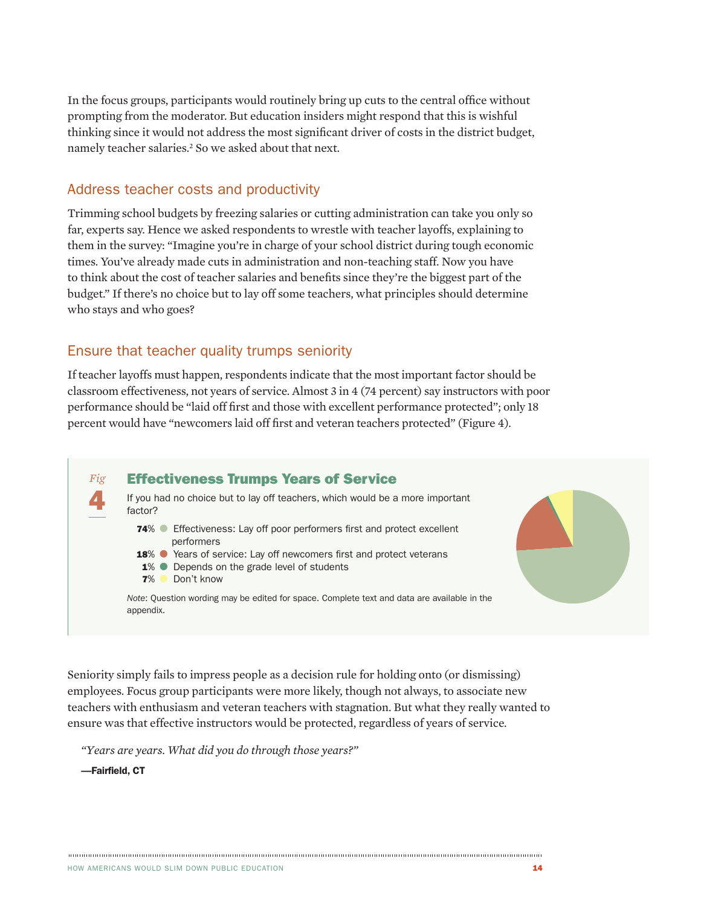In the focus groups, participants would routinely bring up cuts to the central office without prompting from the moderator. But education insiders might respond that this is wishful thinking since it would not address the most significant driver of costs in the district budget, namely teacher salaries.[2] So we asked about that next.

## Address teacher costs and productivity

Trimming school budgets by freezing salaries or cutting administration can take you only so far, experts say. Hence we asked respondents to wrestle with teacher layoffs, explaining to them in the survey: "Imagine you're in charge of your school district during tough economic times. You've already made cuts in administration and non-teaching staff. Now you have to think about the cost of teacher salaries and benefits since they're the biggest part of the budget." If there's no choice but to lay off some teachers, what principles should determine who stays and who goes?

## Ensure that teacher quality trumps seniority

If teacher layoffs must happen, respondents indicate that the most important factor should be classroom effectiveness, not years of service. Almost 3 in 4 (74 percent) say instructors with poor performance should be "laid off first and those with excellent performance protected"; only 18 percent would have "newcomers laid off first and veteran teachers protected" (Figure 4).

*Fig* **4**

### Effectiveness Trumps Years of Service

If you had no choice but to lay off teachers, which would be a more important factor?

- **74%** Effectiveness: Lay off poor performers first and protect excellent performers
- **18%** Years of service: Lay off newcomers first and protect veterans
- **1%** Depends on the grade level of students
- **7%** Don't know

*Note*: Question wording may be edited for space. Complete text and data are available in the appendix.

Seniority simply fails to impress people as a decision rule for holding onto (or dismissing) employees. Focus group participants were more likely, though not always, to associate new teachers with enthusiasm and veteran teachers with stagnation. But what they really wanted to ensure was that effective instructors would be protected, regardless of years of service.

> *"Years are years. What did you do through those years?"*
>
> **—Fairfield, CT**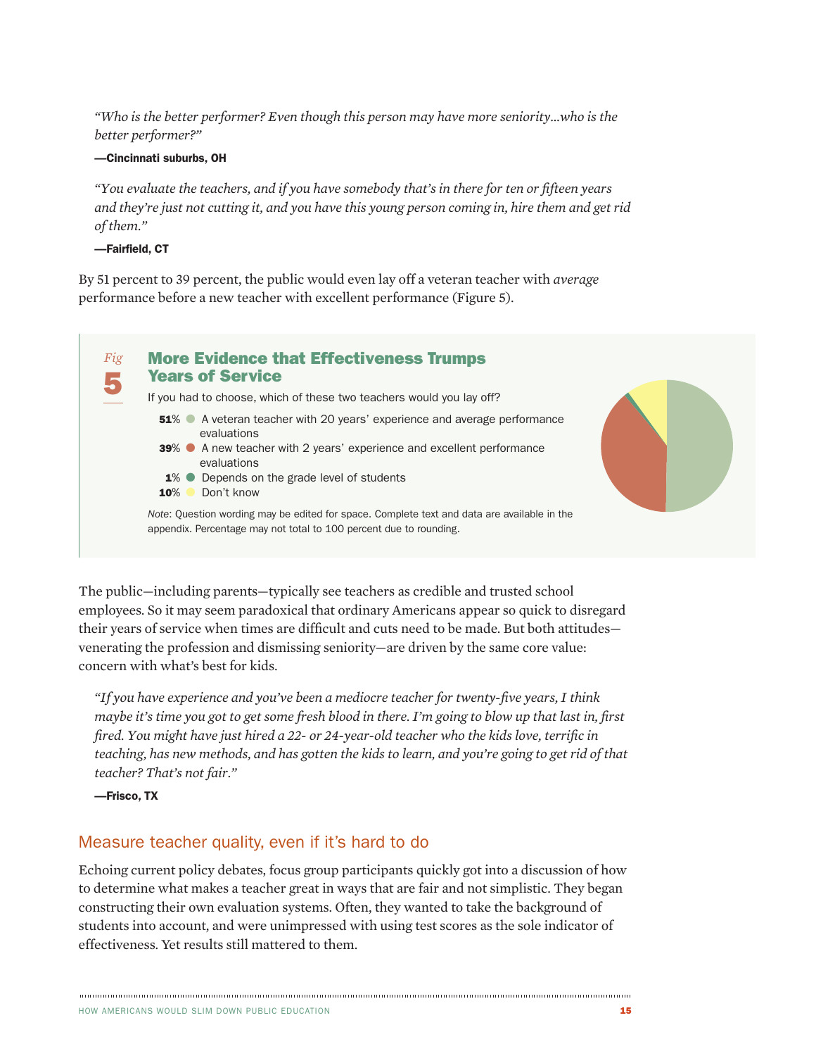> *"Who is the better performer? Even though this person may have more seniority…who is the better performer?"*
>
> **—Cincinnati suburbs, OH**

> *"You evaluate the teachers, and if you have somebody that's in there for ten or fifteen years and they're just not cutting it, and you have this young person coming in, hire them and get rid of them."*
>
> **—Fairfield, CT**

By 51 percent to 39 percent, the public would even lay off a veteran teacher with *average* performance before a new teacher with excellent performance (Figure 5).

*Fig* **5**

**More Evidence that Effectiveness Trumps Years of Service**

If you had to choose, which of these two teachers would you lay off?

- **51**% A veteran teacher with 20 years' experience and average performance evaluations
- **39**% A new teacher with 2 years' experience and excellent performance evaluations
- **1**% Depends on the grade level of students
- **10**% Don't know

*Note*: Question wording may be edited for space. Complete text and data are available in the appendix. Percentage may not total to 100 percent due to rounding.

The public—including parents—typically see teachers as credible and trusted school employees. So it may seem paradoxical that ordinary Americans appear so quick to disregard their years of service when times are difficult and cuts need to be made. But both attitudes—venerating the profession and dismissing seniority—are driven by the same core value: concern with what's best for kids.

> *"If you have experience and you've been a mediocre teacher for twenty-five years, I think maybe it's time you got to get some fresh blood in there. I'm going to blow up that last in, first fired. You might have just hired a 22- or 24-year-old teacher who the kids love, terrific in teaching, has new methods, and has gotten the kids to learn, and you're going to get rid of that teacher? That's not fair."*
>
> **—Frisco, TX**

## Measure teacher quality, even if it's hard to do

Echoing current policy debates, focus group participants quickly got into a discussion of how to determine what makes a teacher great in ways that are fair and not simplistic. They began constructing their own evaluation systems. Often, they wanted to take the background of students into account, and were unimpressed with using test scores as the sole indicator of effectiveness. Yet results still mattered to them.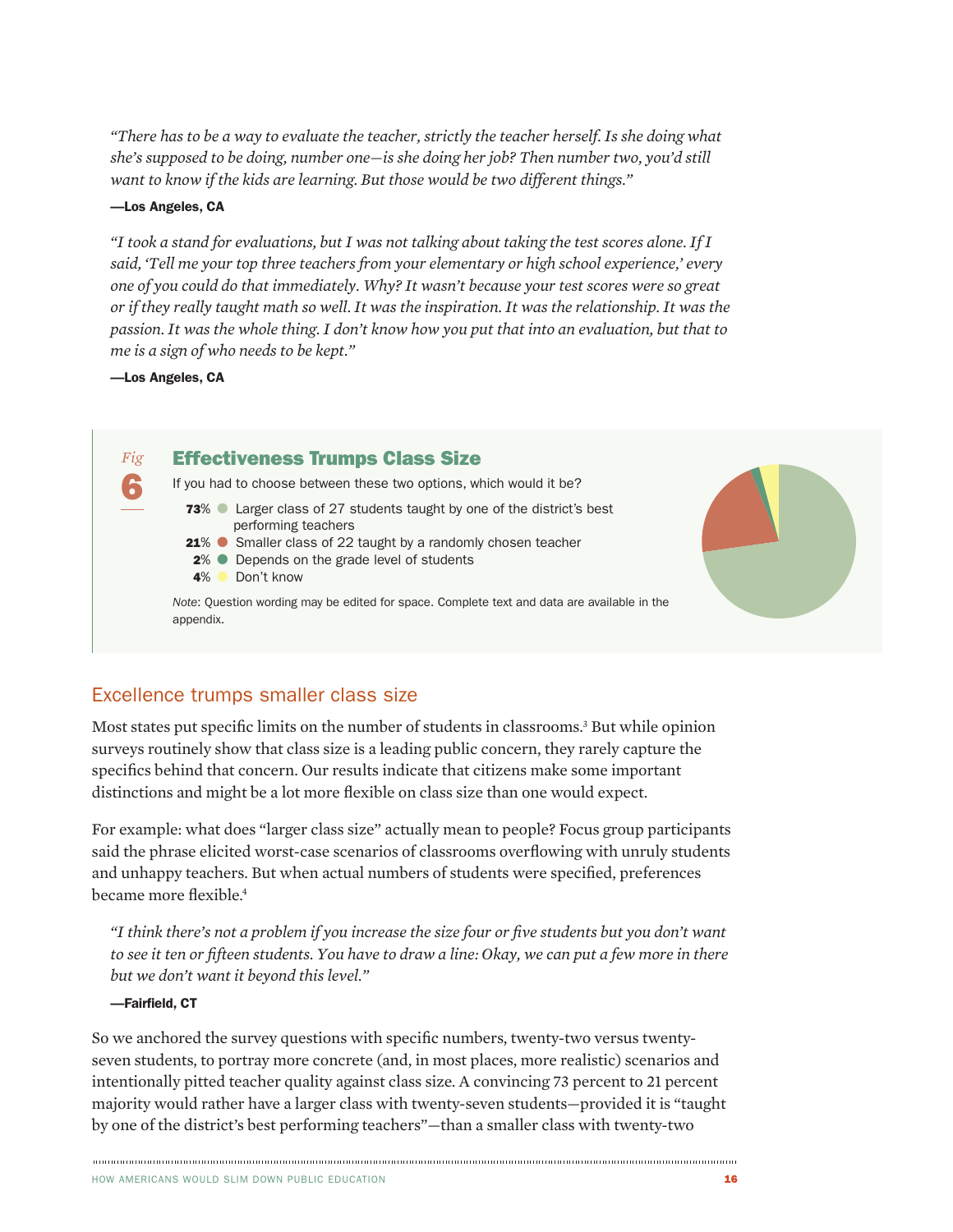*"There has to be a way to evaluate the teacher, strictly the teacher herself. Is she doing what she's supposed to be doing, number one—is she doing her job? Then number two, you'd still want to know if the kids are learning. But those would be two different things."*

**—Los Angeles, CA**

*"I took a stand for evaluations, but I was not talking about taking the test scores alone. If I said, 'Tell me your top three teachers from your elementary or high school experience,' every one of you could do that immediately. Why? It wasn't because your test scores were so great or if they really taught math so well. It was the inspiration. It was the relationship. It was the passion. It was the whole thing. I don't know how you put that into an evaluation, but that to me is a sign of who needs to be kept."*

**—Los Angeles, CA**

*Fig* **6**

### Effectiveness Trumps Class Size

If you had to choose between these two options, which would it be?

- **73**% Larger class of 27 students taught by one of the district's best performing teachers
- **21**% Smaller class of 22 taught by a randomly chosen teacher
- **2**% Depends on the grade level of students
- **4**% Don't know

*Note*: Question wording may be edited for space. Complete text and data are available in the appendix.

## Excellence trumps smaller class size

Most states put specific limits on the number of students in classrooms.[3] But while opinion surveys routinely show that class size is a leading public concern, they rarely capture the specifics behind that concern. Our results indicate that citizens make some important distinctions and might be a lot more flexible on class size than one would expect.

For example: what does "larger class size" actually mean to people? Focus group participants said the phrase elicited worst-case scenarios of classrooms overflowing with unruly students and unhappy teachers. But when actual numbers of students were specified, preferences became more flexible.[4]

*"I think there's not a problem if you increase the size four or five students but you don't want to see it ten or fifteen students. You have to draw a line: Okay, we can put a few more in there but we don't want it beyond this level."*

**—Fairfield, CT**

So we anchored the survey questions with specific numbers, twenty-two versus twenty-seven students, to portray more concrete (and, in most places, more realistic) scenarios and intentionally pitted teacher quality against class size. A convincing 73 percent to 21 percent majority would rather have a larger class with twenty-seven students—provided it is "taught by one of the district's best performing teachers"—than a smaller class with twenty-two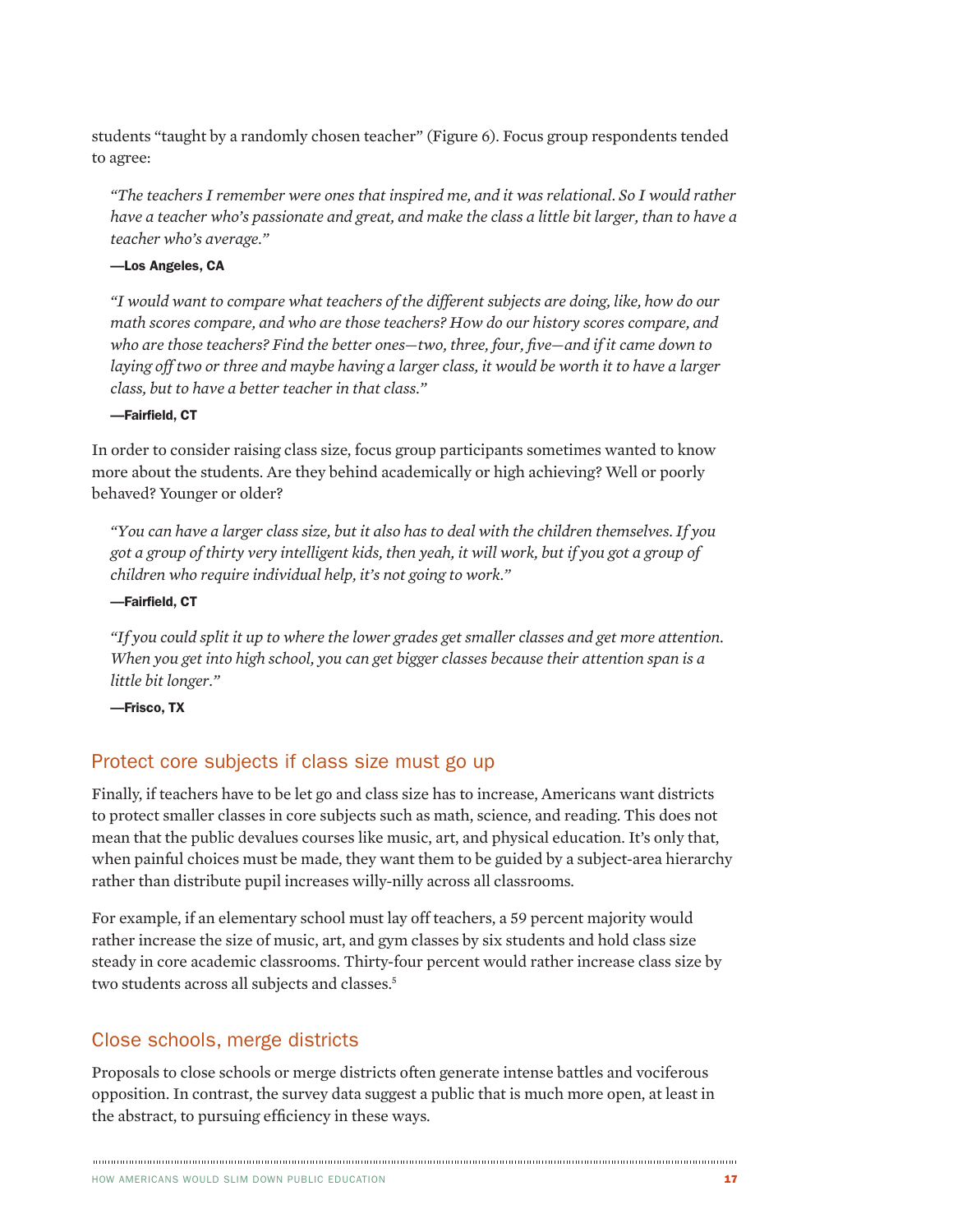students "taught by a randomly chosen teacher" (Figure 6). Focus group respondents tended to agree:

> *"The teachers I remember were ones that inspired me, and it was relational. So I would rather have a teacher who's passionate and great, and make the class a little bit larger, than to have a teacher who's average."*
>
> **—Los Angeles, CA**

> *"I would want to compare what teachers of the different subjects are doing, like, how do our math scores compare, and who are those teachers? How do our history scores compare, and who are those teachers? Find the better ones—two, three, four, five—and if it came down to laying off two or three and maybe having a larger class, it would be worth it to have a larger class, but to have a better teacher in that class."*
>
> **—Fairfield, CT**

In order to consider raising class size, focus group participants sometimes wanted to know more about the students. Are they behind academically or high achieving? Well or poorly behaved? Younger or older?

> *"You can have a larger class size, but it also has to deal with the children themselves. If you got a group of thirty very intelligent kids, then yeah, it will work, but if you got a group of children who require individual help, it's not going to work."*
>
> **—Fairfield, CT**

> *"If you could split it up to where the lower grades get smaller classes and get more attention. When you get into high school, you can get bigger classes because their attention span is a little bit longer."*
>
> **—Frisco, TX**

## Protect core subjects if class size must go up

Finally, if teachers have to be let go and class size has to increase, Americans want districts to protect smaller classes in core subjects such as math, science, and reading. This does not mean that the public devalues courses like music, art, and physical education. It's only that, when painful choices must be made, they want them to be guided by a subject-area hierarchy rather than distribute pupil increases willy-nilly across all classrooms.

For example, if an elementary school must lay off teachers, a 59 percent majority would rather increase the size of music, art, and gym classes by six students and hold class size steady in core academic classrooms. Thirty-four percent would rather increase class size by two students across all subjects and classes.[5]

## Close schools, merge districts

Proposals to close schools or merge districts often generate intense battles and vociferous opposition. In contrast, the survey data suggest a public that is much more open, at least in the abstract, to pursuing efficiency in these ways.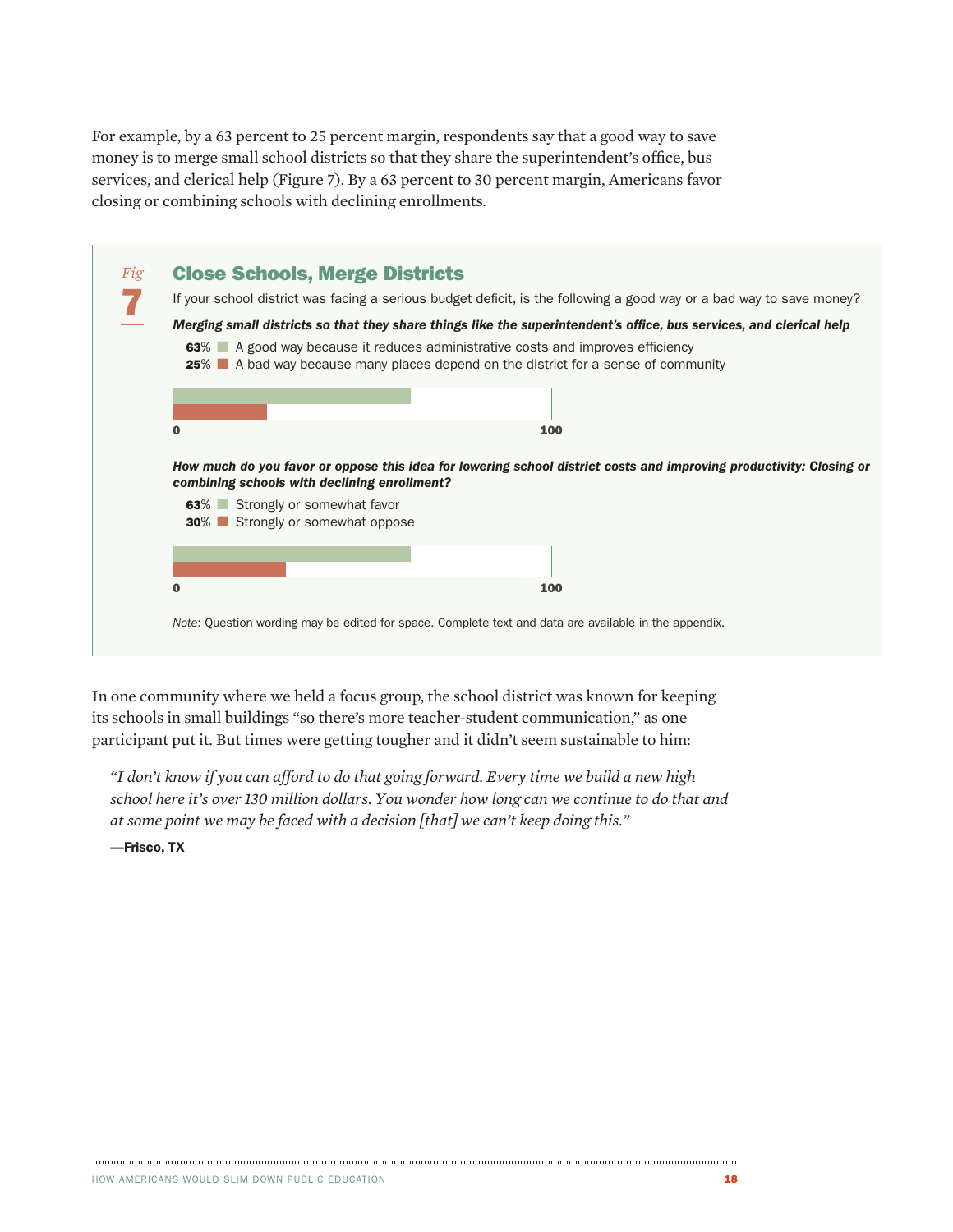For example, by a 63 percent to 25 percent margin, respondents say that a good way to save money is to merge small school districts so that they share the superintendent's office, bus services, and clerical help (Figure 7). By a 63 percent to 30 percent margin, Americans favor closing or combining schools with declining enrollments.

*Fig* **7**

## Close Schools, Merge Districts

If your school district was facing a serious budget deficit, is the following a good way or a bad way to save money?

***Merging small districts so that they share things like the superintendent's office, bus services, and clerical help***

**63**% A good way because it reduces administrative costs and improves efficiency
**25**% A bad way because many places depend on the district for a sense of community

***How much do you favor or oppose this idea for lowering school district costs and improving productivity: Closing or combining schools with declining enrollment?***

**63**% Strongly or somewhat favor
**30**% Strongly or somewhat oppose

*Note*: Question wording may be edited for space. Complete text and data are available in the appendix.

In one community where we held a focus group, the school district was known for keeping its schools in small buildings "so there's more teacher-student communication," as one participant put it. But times were getting tougher and it didn't seem sustainable to him:

> *"I don't know if you can afford to do that going forward. Every time we build a new high school here it's over 130 million dollars. You wonder how long can we continue to do that and at some point we may be faced with a decision [that] we can't keep doing this."*
>
> **—Frisco, TX**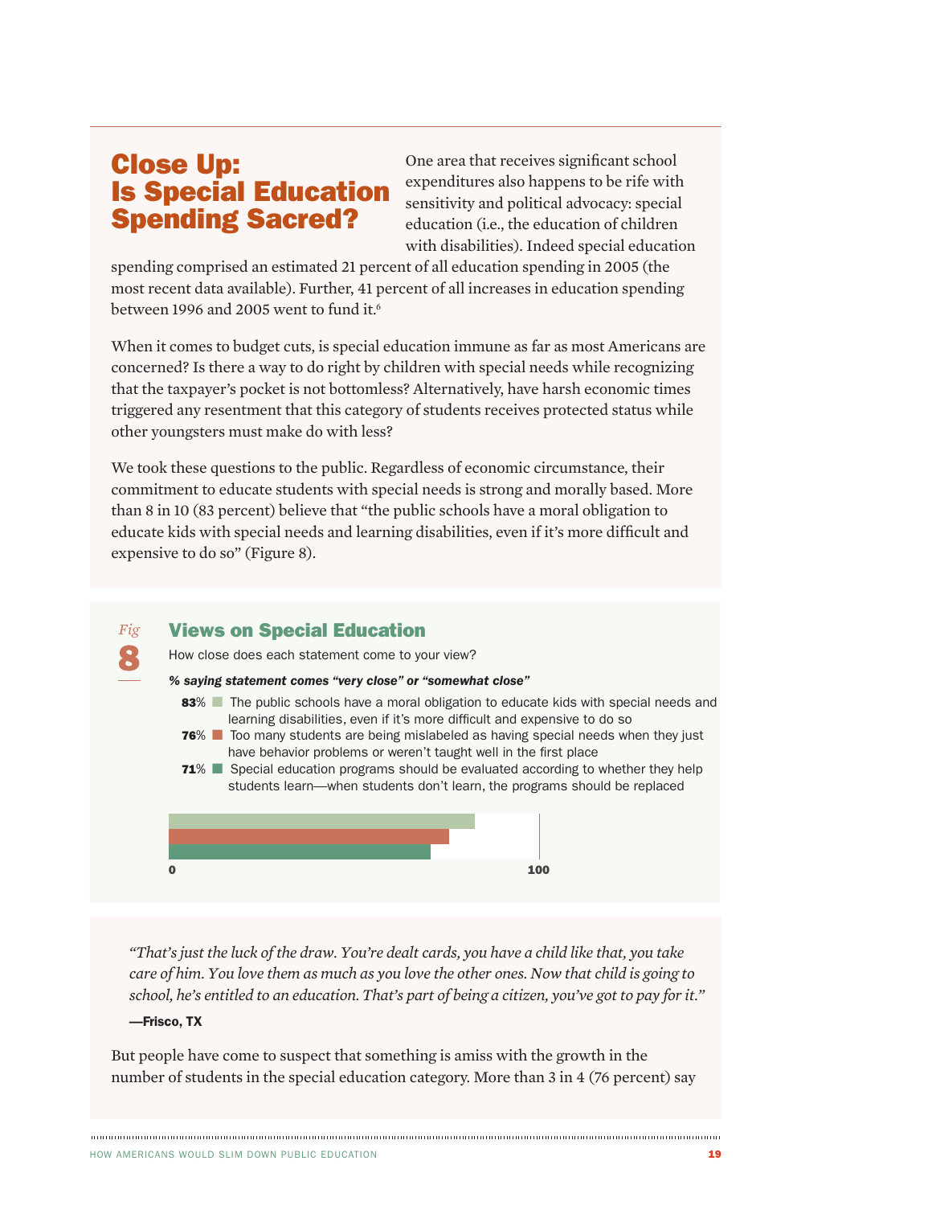## Close Up: Is Special Education Spending Sacred?

One area that receives significant school expenditures also happens to be rife with sensitivity and political advocacy: special education (i.e., the education of children with disabilities). Indeed special education spending comprised an estimated 21 percent of all education spending in 2005 (the most recent data available). Further, 41 percent of all increases in education spending between 1996 and 2005 went to fund it.[6]

When it comes to budget cuts, is special education immune as far as most Americans are concerned? Is there a way to do right by children with special needs while recognizing that the taxpayer's pocket is not bottomless? Alternatively, have harsh economic times triggered any resentment that this category of students receives protected status while other youngsters must make do with less?

We took these questions to the public. Regardless of economic circumstance, their commitment to educate students with special needs is strong and morally based. More than 8 in 10 (83 percent) believe that "the public schools have a moral obligation to educate kids with special needs and learning disabilities, even if it's more difficult and expensive to do so" (Figure 8).

*Fig* **8**

### Views on Special Education

How close does each statement come to your view?

***% saying statement comes "very close" or "somewhat close"***

| % | Statement |
|---|---|
| **83**% | The public schools have a moral obligation to educate kids with special needs and learning disabilities, even if it's more difficult and expensive to do so |
| **76**% | Too many students are being mislabeled as having special needs when they just have behavior problems or weren't taught well in the first place |
| **71**% | Special education programs should be evaluated according to whether they help students learn—when students don't learn, the programs should be replaced |

*"That's just the luck of the draw. You're dealt cards, you have a child like that, you take care of him. You love them as much as you love the other ones. Now that child is going to school, he's entitled to an education. That's part of being a citizen, you've got to pay for it."*

**—Frisco, TX**

But people have come to suspect that something is amiss with the growth in the number of students in the special education category. More than 3 in 4 (76 percent) say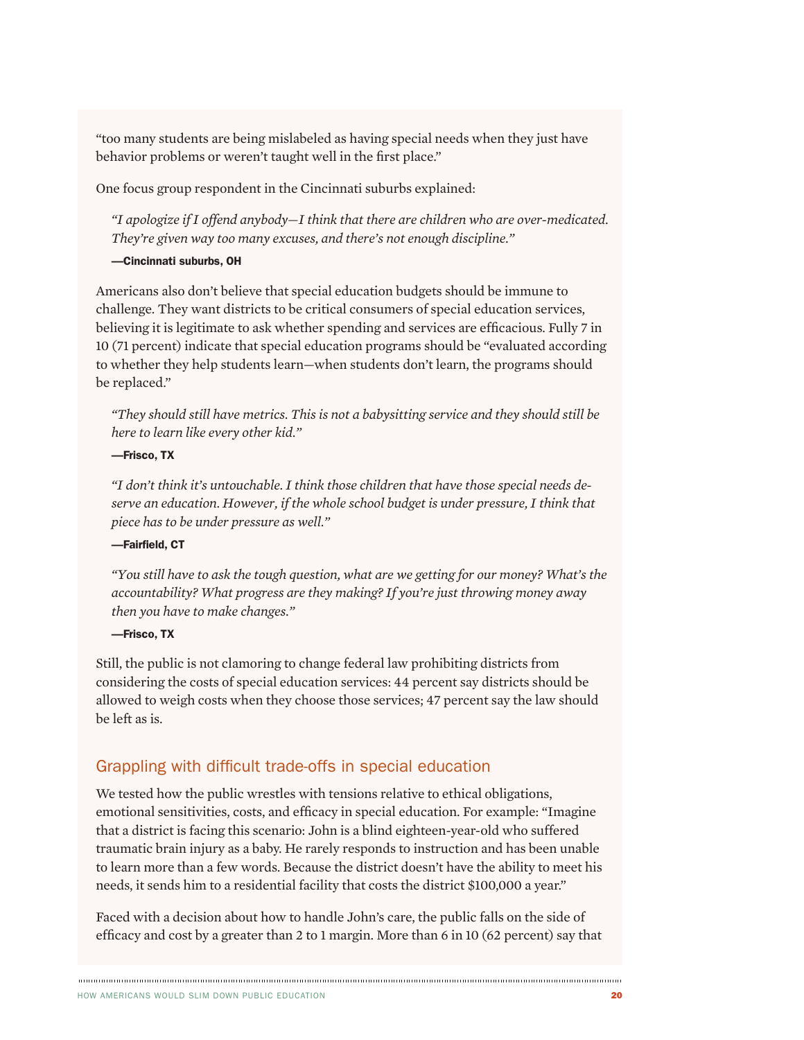"too many students are being mislabeled as having special needs when they just have behavior problems or weren't taught well in the first place."

One focus group respondent in the Cincinnati suburbs explained:

> *"I apologize if I offend anybody—I think that there are children who are over-medicated. They're given way too many excuses, and there's not enough discipline."*
>
> **—Cincinnati suburbs, OH**

Americans also don't believe that special education budgets should be immune to challenge. They want districts to be critical consumers of special education services, believing it is legitimate to ask whether spending and services are efficacious. Fully 7 in 10 (71 percent) indicate that special education programs should be "evaluated according to whether they help students learn—when students don't learn, the programs should be replaced."

> *"They should still have metrics. This is not a babysitting service and they should still be here to learn like every other kid."*
>
> **—Frisco, TX**

> *"I don't think it's untouchable. I think those children that have those special needs deserve an education. However, if the whole school budget is under pressure, I think that piece has to be under pressure as well."*
>
> **—Fairfield, CT**

> *"You still have to ask the tough question, what are we getting for our money? What's the accountability? What progress are they making? If you're just throwing money away then you have to make changes."*
>
> **—Frisco, TX**

Still, the public is not clamoring to change federal law prohibiting districts from considering the costs of special education services: 44 percent say districts should be allowed to weigh costs when they choose those services; 47 percent say the law should be left as is.

## Grappling with difficult trade-offs in special education

We tested how the public wrestles with tensions relative to ethical obligations, emotional sensitivities, costs, and efficacy in special education. For example: "Imagine that a district is facing this scenario: John is a blind eighteen-year-old who suffered traumatic brain injury as a baby. He rarely responds to instruction and has been unable to learn more than a few words. Because the district doesn't have the ability to meet his needs, it sends him to a residential facility that costs the district $100,000 a year."

Faced with a decision about how to handle John's care, the public falls on the side of efficacy and cost by a greater than 2 to 1 margin. More than 6 in 10 (62 percent) say that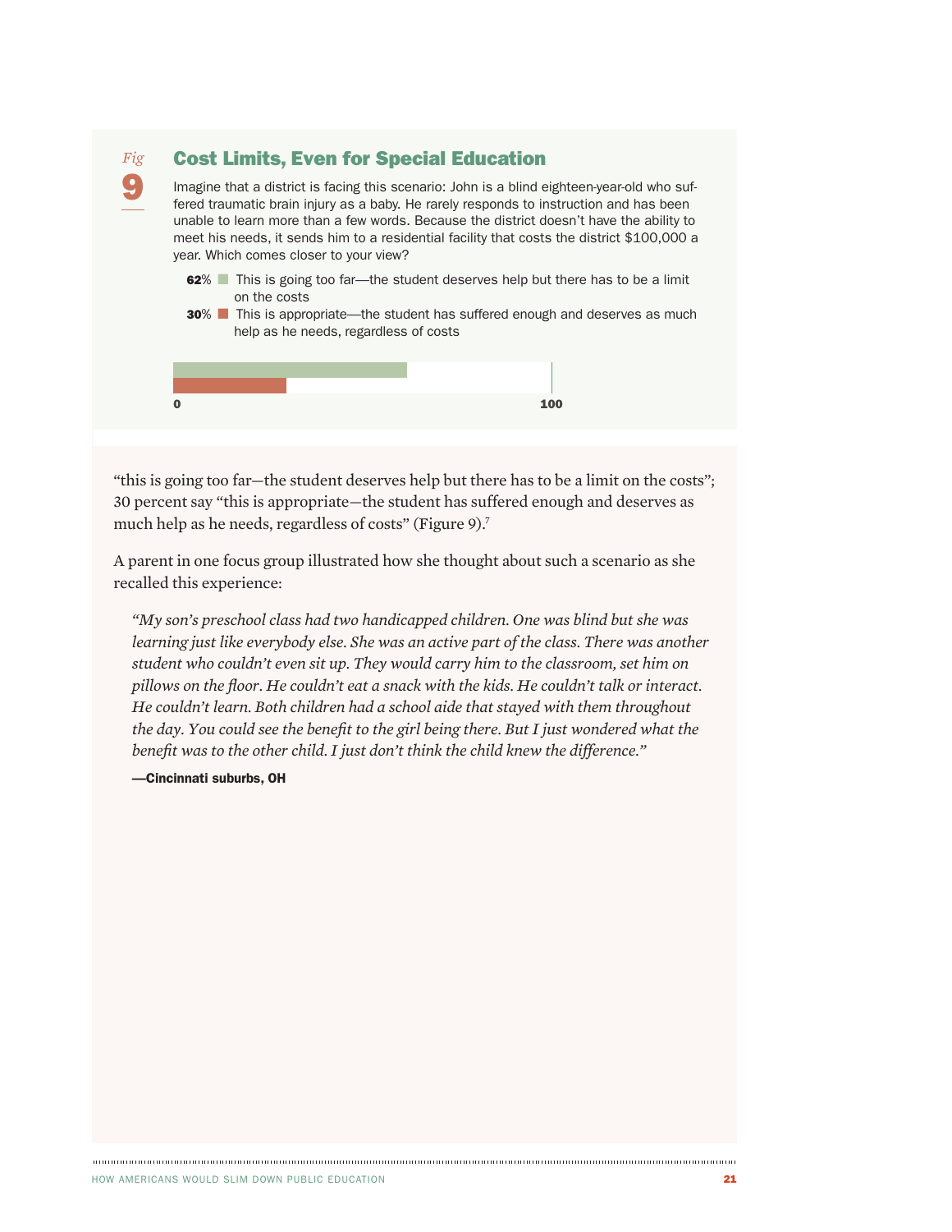*Fig* **9**

## Cost Limits, Even for Special Education

Imagine that a district is facing this scenario: John is a blind eighteen-year-old who suffered traumatic brain injury as a baby. He rarely responds to instruction and has been unable to learn more than a few words. Because the district doesn't have the ability to meet his needs, it sends him to a residential facility that costs the district $100,000 a year. Which comes closer to your view?

**62**% This is going too far—the student deserves help but there has to be a limit on the costs

**30**% This is appropriate—the student has suffered enough and deserves as much help as he needs, regardless of costs

**0** **100**

"this is going too far—the student deserves help but there has to be a limit on the costs"; 30 percent say "this is appropriate—the student has suffered enough and deserves as much help as he needs, regardless of costs" (Figure 9).[7]

A parent in one focus group illustrated how she thought about such a scenario as she recalled this experience:

> *"My son's preschool class had two handicapped children. One was blind but she was learning just like everybody else. She was an active part of the class. There was another student who couldn't even sit up. They would carry him to the classroom, set him on pillows on the floor. He couldn't eat a snack with the kids. He couldn't talk or interact. He couldn't learn. Both children had a school aide that stayed with them throughout the day. You could see the benefit to the girl being there. But I just wondered what the benefit was to the other child. I just don't think the child knew the difference."*
>
> **—Cincinnati suburbs, OH**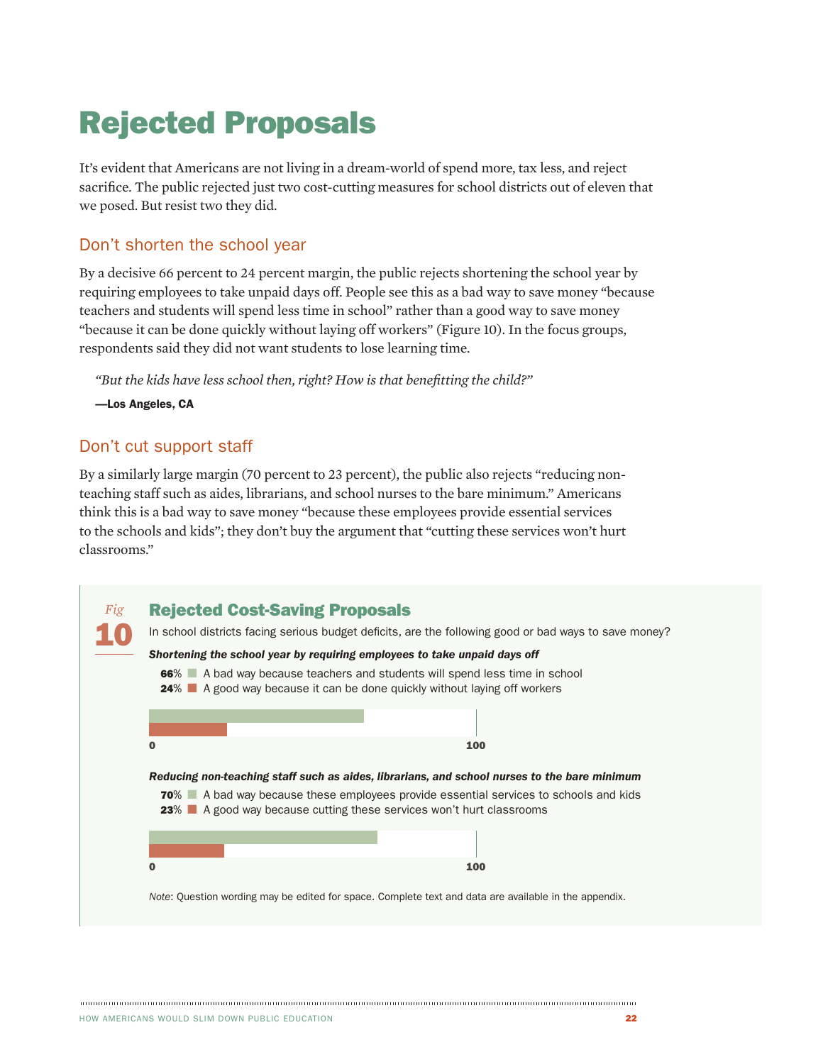# Rejected Proposals

It's evident that Americans are not living in a dream-world of spend more, tax less, and reject sacrifice. The public rejected just two cost-cutting measures for school districts out of eleven that we posed. But resist two they did.

## Don't shorten the school year

By a decisive 66 percent to 24 percent margin, the public rejects shortening the school year by requiring employees to take unpaid days off. People see this as a bad way to save money "because teachers and students will spend less time in school" rather than a good way to save money "because it can be done quickly without laying off workers" (Figure 10). In the focus groups, respondents said they did not want students to lose learning time.

> *"But the kids have less school then, right? How is that benefitting the child?"*
>
> **—Los Angeles, CA**

## Don't cut support staff

By a similarly large margin (70 percent to 23 percent), the public also rejects "reducing non-teaching staff such as aides, librarians, and school nurses to the bare minimum." Americans think this is a bad way to save money "because these employees provide essential services to the schools and kids"; they don't buy the argument that "cutting these services won't hurt classrooms."

*Fig* **10**

### Rejected Cost-Saving Proposals

In school districts facing serious budget deficits, are the following good or bad ways to save money?

***Shortening the school year by requiring employees to take unpaid days off***

- **66**% A bad way because teachers and students will spend less time in school
- **24**% A good way because it can be done quickly without laying off workers

***Reducing non-teaching staff such as aides, librarians, and school nurses to the bare minimum***

- **70**% A bad way because these employees provide essential services to schools and kids
- **23**% A good way because cutting these services won't hurt classrooms

*Note*: Question wording may be edited for space. Complete text and data are available in the appendix.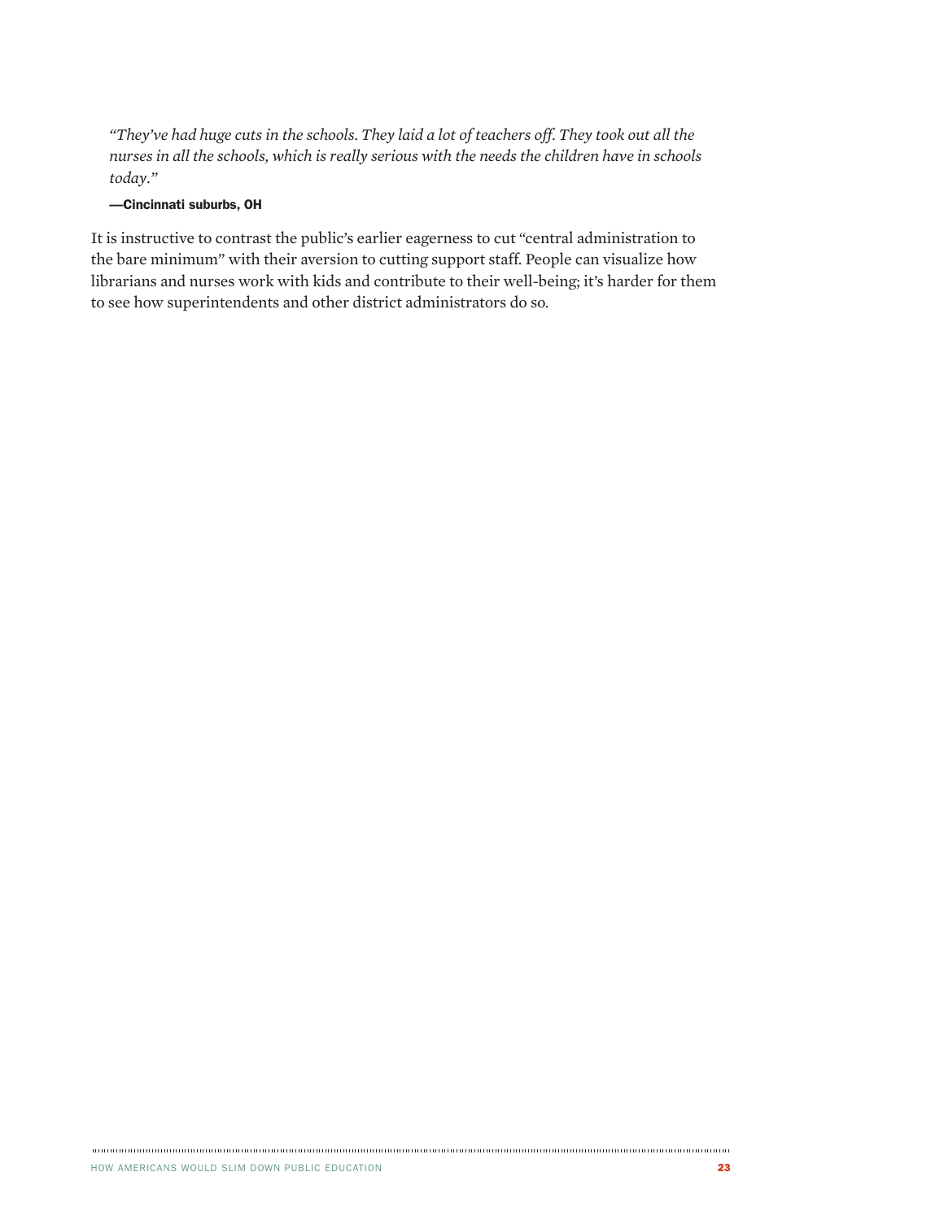*"They've had huge cuts in the schools. They laid a lot of teachers off. They took out all the nurses in all the schools, which is really serious with the needs the children have in schools today."*

**—Cincinnati suburbs, OH**

It is instructive to contrast the public's earlier eagerness to cut "central administration to the bare minimum" with their aversion to cutting support staff. People can visualize how librarians and nurses work with kids and contribute to their well-being; it's harder for them to see how superintendents and other district administrators do so.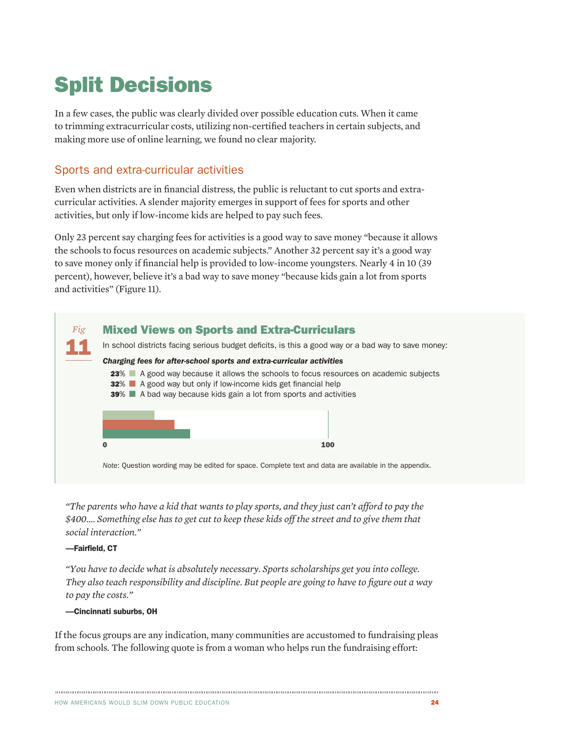# Split Decisions

In a few cases, the public was clearly divided over possible education cuts. When it came to trimming extracurricular costs, utilizing non-certified teachers in certain subjects, and making more use of online learning, we found no clear majority.

## Sports and extra-curricular activities

Even when districts are in financial distress, the public is reluctant to cut sports and extra-curricular activities. A slender majority emerges in support of fees for sports and other activities, but only if low-income kids are helped to pay such fees.

Only 23 percent say charging fees for activities is a good way to save money "because it allows the schools to focus resources on academic subjects." Another 32 percent say it's a good way to save money only if financial help is provided to low-income youngsters. Nearly 4 in 10 (39 percent), however, believe it's a bad way to save money "because kids gain a lot from sports and activities" (Figure 11).

*Fig* **11**

### Mixed Views on Sports and Extra-Curriculars

In school districts facing serious budget deficits, is this a good way or a bad way to save money:

***Charging fees for after-school sports and extra-curricular activities***

- **23**% A good way because it allows the schools to focus resources on academic subjects
- **32**% A good way but only if low-income kids get financial help
- **39**% A bad way because kids gain a lot from sports and activities

**0** **100**

*Note*: Question wording may be edited for space. Complete text and data are available in the appendix.

*"The parents who have a kid that wants to play sports, and they just can't afford to pay the $400.... Something else has to get cut to keep these kids off the street and to give them that social interaction."*

**—Fairfield, CT**

*"You have to decide what is absolutely necessary. Sports scholarships get you into college. They also teach responsibility and discipline. But people are going to have to figure out a way to pay the costs."*

**—Cincinnati suburbs, OH**

If the focus groups are any indication, many communities are accustomed to fundraising pleas from schools. The following quote is from a woman who helps run the fundraising effort: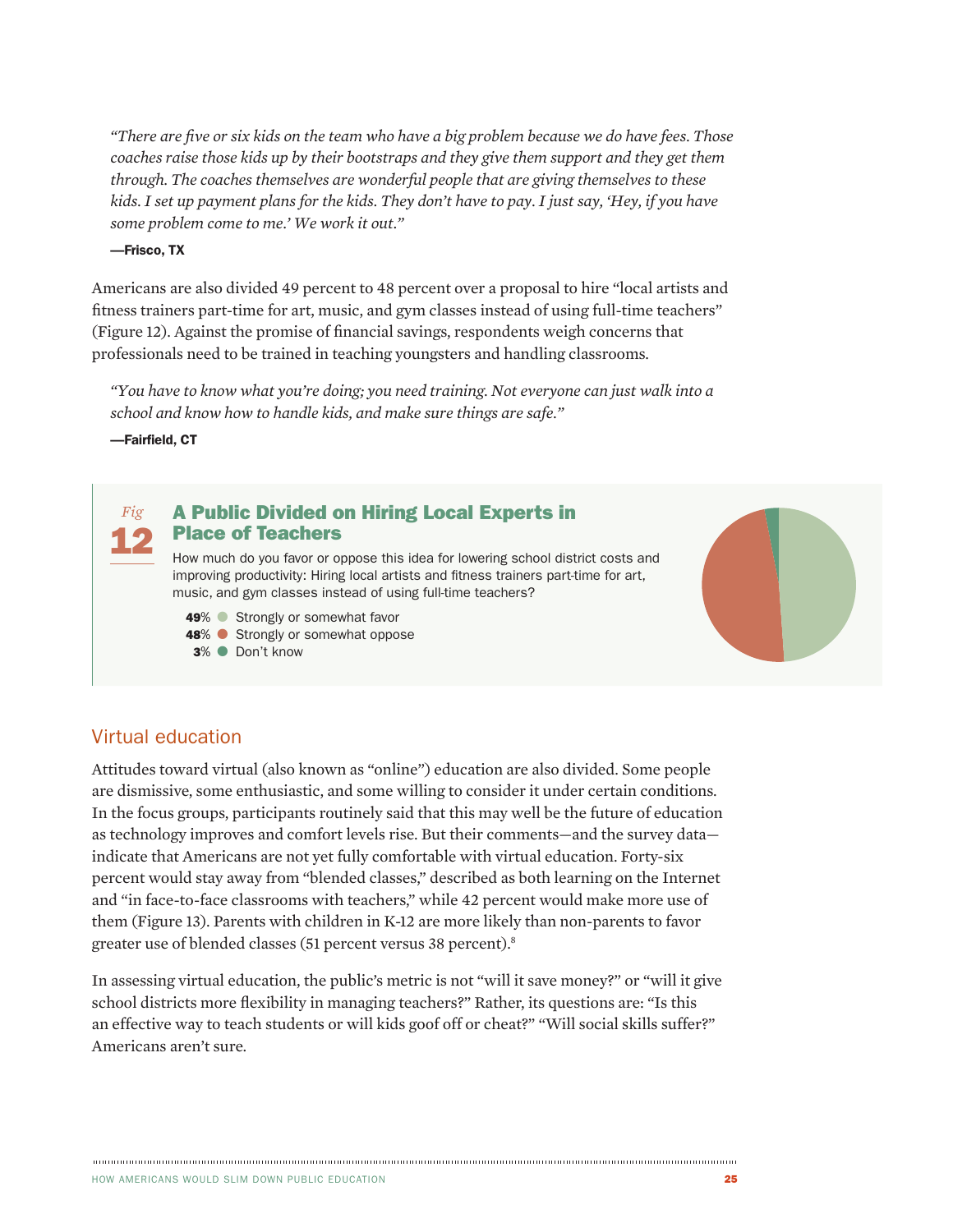*"There are five or six kids on the team who have a big problem because we do have fees. Those coaches raise those kids up by their bootstraps and they give them support and they get them through. The coaches themselves are wonderful people that are giving themselves to these kids. I set up payment plans for the kids. They don't have to pay. I just say, 'Hey, if you have some problem come to me.' We work it out."*

**—Frisco, TX**

Americans are also divided 49 percent to 48 percent over a proposal to hire "local artists and fitness trainers part-time for art, music, and gym classes instead of using full-time teachers" (Figure 12). Against the promise of financial savings, respondents weigh concerns that professionals need to be trained in teaching youngsters and handling classrooms.

*"You have to know what you're doing; you need training. Not everyone can just walk into a school and know how to handle kids, and make sure things are safe."*

**—Fairfield, CT**

*Fig* **12**

### A Public Divided on Hiring Local Experts in Place of Teachers

How much do you favor or oppose this idea for lowering school district costs and improving productivity: Hiring local artists and fitness trainers part-time for art, music, and gym classes instead of using full-time teachers?

- **49**% Strongly or somewhat favor
- **48**% Strongly or somewhat oppose
- **3**% Don't know

## Virtual education

Attitudes toward virtual (also known as "online") education are also divided. Some people are dismissive, some enthusiastic, and some willing to consider it under certain conditions. In the focus groups, participants routinely said that this may well be the future of education as technology improves and comfort levels rise. But their comments—and the survey data—indicate that Americans are not yet fully comfortable with virtual education. Forty-six percent would stay away from "blended classes," described as both learning on the Internet and "in face-to-face classrooms with teachers," while 42 percent would make more use of them (Figure 13). Parents with children in K-12 are more likely than non-parents to favor greater use of blended classes (51 percent versus 38 percent).[8]

In assessing virtual education, the public's metric is not "will it save money?" or "will it give school districts more flexibility in managing teachers?" Rather, its questions are: "Is this an effective way to teach students or will kids goof off or cheat?" "Will social skills suffer?" Americans aren't sure.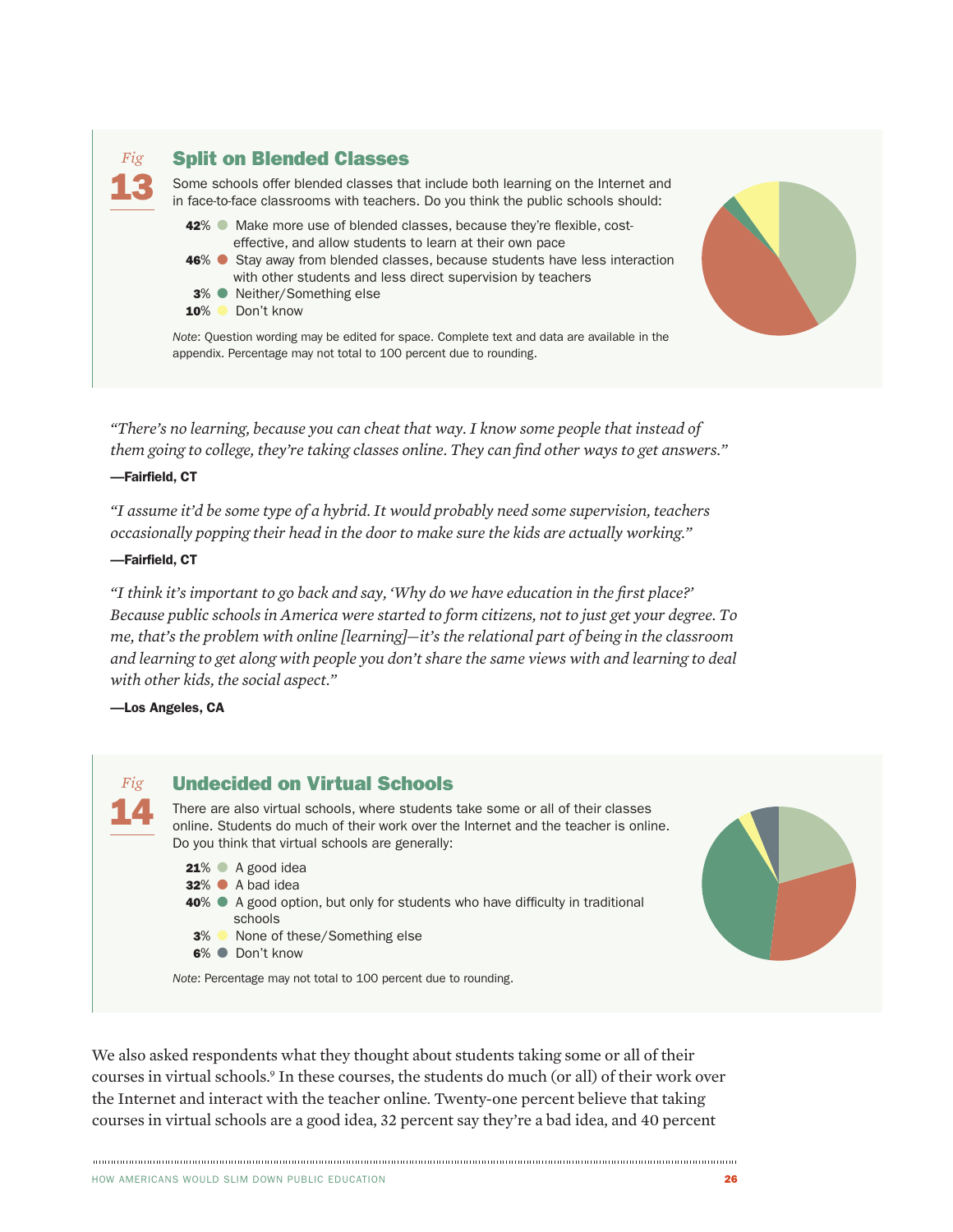*Fig* **13**

### Split on Blended Classes

Some schools offer blended classes that include both learning on the Internet and in face-to-face classrooms with teachers. Do you think the public schools should:

- **42**% Make more use of blended classes, because they're flexible, cost-effective, and allow students to learn at their own pace
- **46**% Stay away from blended classes, because students have less interaction with other students and less direct supervision by teachers
- **3**% Neither/Something else
- **10**% Don't know

*Note*: Question wording may be edited for space. Complete text and data are available in the appendix. Percentage may not total to 100 percent due to rounding.

*"There's no learning, because you can cheat that way. I know some people that instead of them going to college, they're taking classes online. They can find other ways to get answers."*

**—Fairfield, CT**

*"I assume it'd be some type of a hybrid. It would probably need some supervision, teachers occasionally popping their head in the door to make sure the kids are actually working."*

**—Fairfield, CT**

*"I think it's important to go back and say, 'Why do we have education in the first place?' Because public schools in America were started to form citizens, not to just get your degree. To me, that's the problem with online [learning]—it's the relational part of being in the classroom and learning to get along with people you don't share the same views with and learning to deal with other kids, the social aspect."*

**—Los Angeles, CA**

*Fig* **14**

### Undecided on Virtual Schools

There are also virtual schools, where students take some or all of their classes online. Students do much of their work over the Internet and the teacher is online. Do you think that virtual schools are generally:

- **21**% A good idea
- **32**% A bad idea
- **40**% A good option, but only for students who have difficulty in traditional schools
- **3**% None of these/Something else
- **6**% Don't know

*Note*: Percentage may not total to 100 percent due to rounding.

We also asked respondents what they thought about students taking some or all of their courses in virtual schools.[9] In these courses, the students do much (or all) of their work over the Internet and interact with the teacher online. Twenty-one percent believe that taking courses in virtual schools are a good idea, 32 percent say they're a bad idea, and 40 percent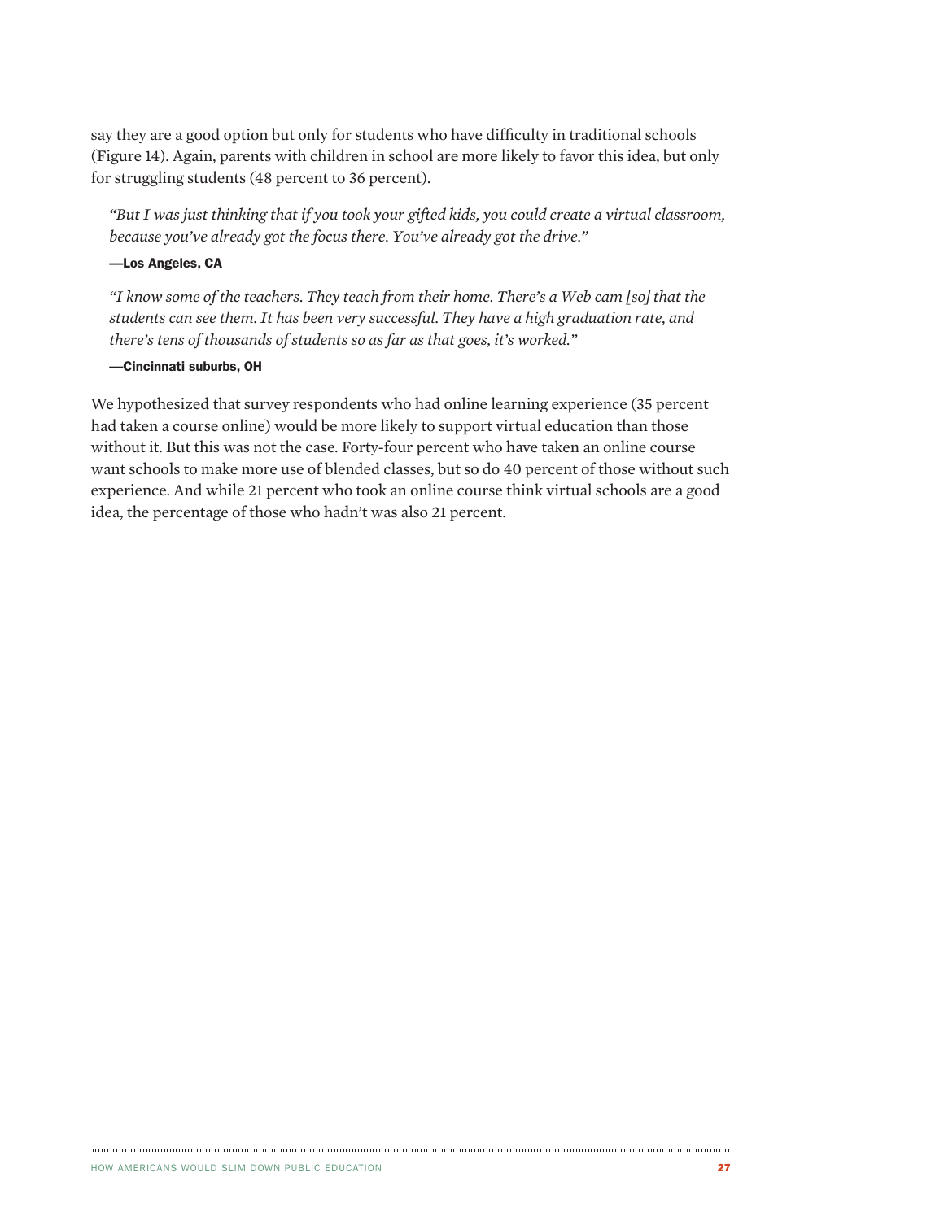say they are a good option but only for students who have difficulty in traditional schools (Figure 14). Again, parents with children in school are more likely to favor this idea, but only for struggling students (48 percent to 36 percent).

> *"But I was just thinking that if you took your gifted kids, you could create a virtual classroom, because you've already got the focus there. You've already got the drive."*
>
> **—Los Angeles, CA**

> *"I know some of the teachers. They teach from their home. There's a Web cam [so] that the students can see them. It has been very successful. They have a high graduation rate, and there's tens of thousands of students so as far as that goes, it's worked."*
>
> **—Cincinnati suburbs, OH**

We hypothesized that survey respondents who had online learning experience (35 percent had taken a course online) would be more likely to support virtual education than those without it. But this was not the case. Forty-four percent who have taken an online course want schools to make more use of blended classes, but so do 40 percent of those without such experience. And while 21 percent who took an online course think virtual schools are a good idea, the percentage of those who hadn't was also 21 percent.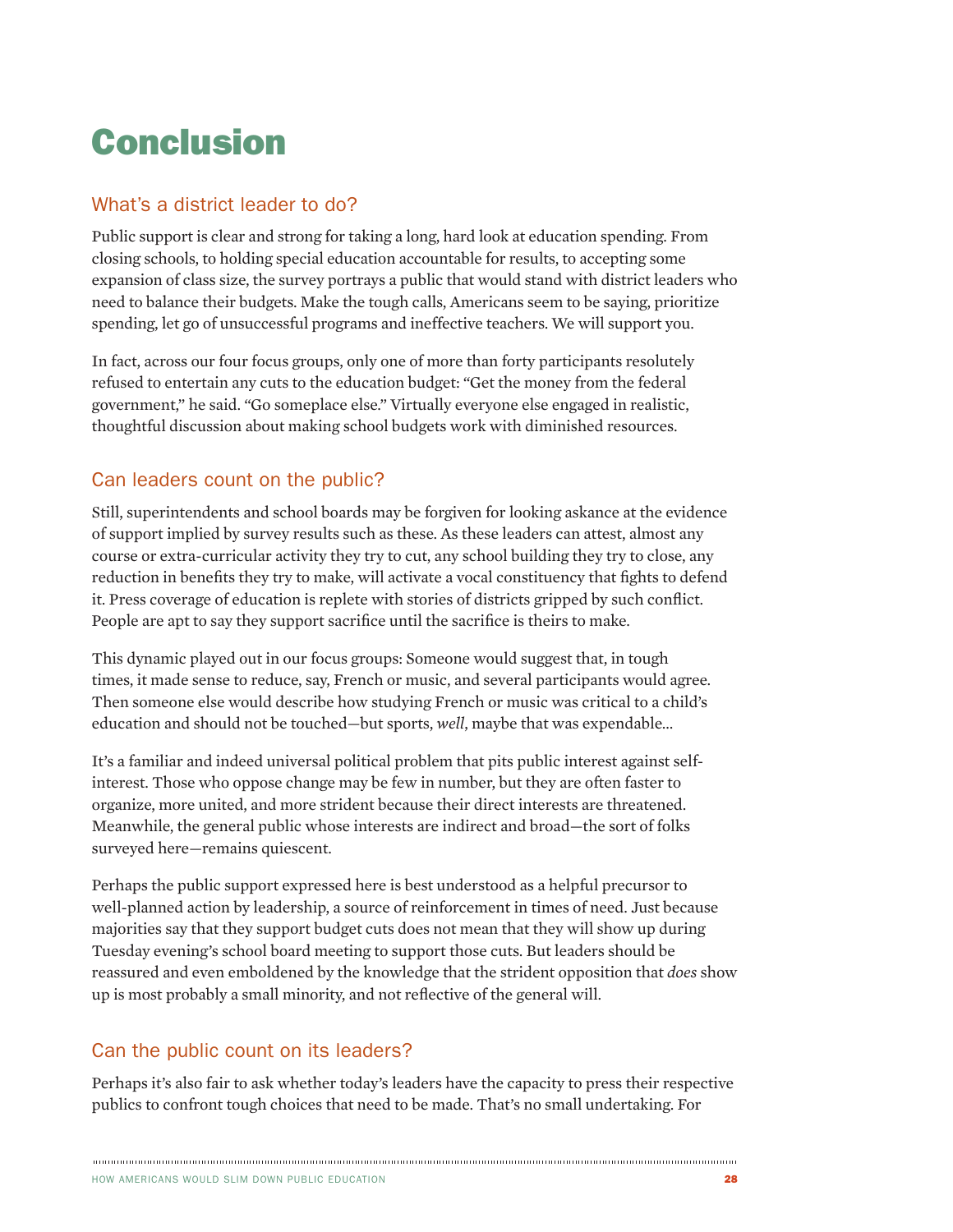# Conclusion

## What's a district leader to do?

Public support is clear and strong for taking a long, hard look at education spending. From closing schools, to holding special education accountable for results, to accepting some expansion of class size, the survey portrays a public that would stand with district leaders who need to balance their budgets. Make the tough calls, Americans seem to be saying, prioritize spending, let go of unsuccessful programs and ineffective teachers. We will support you.

In fact, across our four focus groups, only one of more than forty participants resolutely refused to entertain any cuts to the education budget: "Get the money from the federal government," he said. "Go someplace else." Virtually everyone else engaged in realistic, thoughtful discussion about making school budgets work with diminished resources.

## Can leaders count on the public?

Still, superintendents and school boards may be forgiven for looking askance at the evidence of support implied by survey results such as these. As these leaders can attest, almost any course or extra-curricular activity they try to cut, any school building they try to close, any reduction in benefits they try to make, will activate a vocal constituency that fights to defend it. Press coverage of education is replete with stories of districts gripped by such conflict. People are apt to say they support sacrifice until the sacrifice is theirs to make.

This dynamic played out in our focus groups: Someone would suggest that, in tough times, it made sense to reduce, say, French or music, and several participants would agree. Then someone else would describe how studying French or music was critical to a child's education and should not be touched—but sports, *well*, maybe that was expendable…

It's a familiar and indeed universal political problem that pits public interest against self-interest. Those who oppose change may be few in number, but they are often faster to organize, more united, and more strident because their direct interests are threatened. Meanwhile, the general public whose interests are indirect and broad—the sort of folks surveyed here—remains quiescent.

Perhaps the public support expressed here is best understood as a helpful precursor to well-planned action by leadership, a source of reinforcement in times of need. Just because majorities say that they support budget cuts does not mean that they will show up during Tuesday evening's school board meeting to support those cuts. But leaders should be reassured and even emboldened by the knowledge that the strident opposition that *does* show up is most probably a small minority, and not reflective of the general will.

## Can the public count on its leaders?

Perhaps it's also fair to ask whether today's leaders have the capacity to press their respective publics to confront tough choices that need to be made. That's no small undertaking. For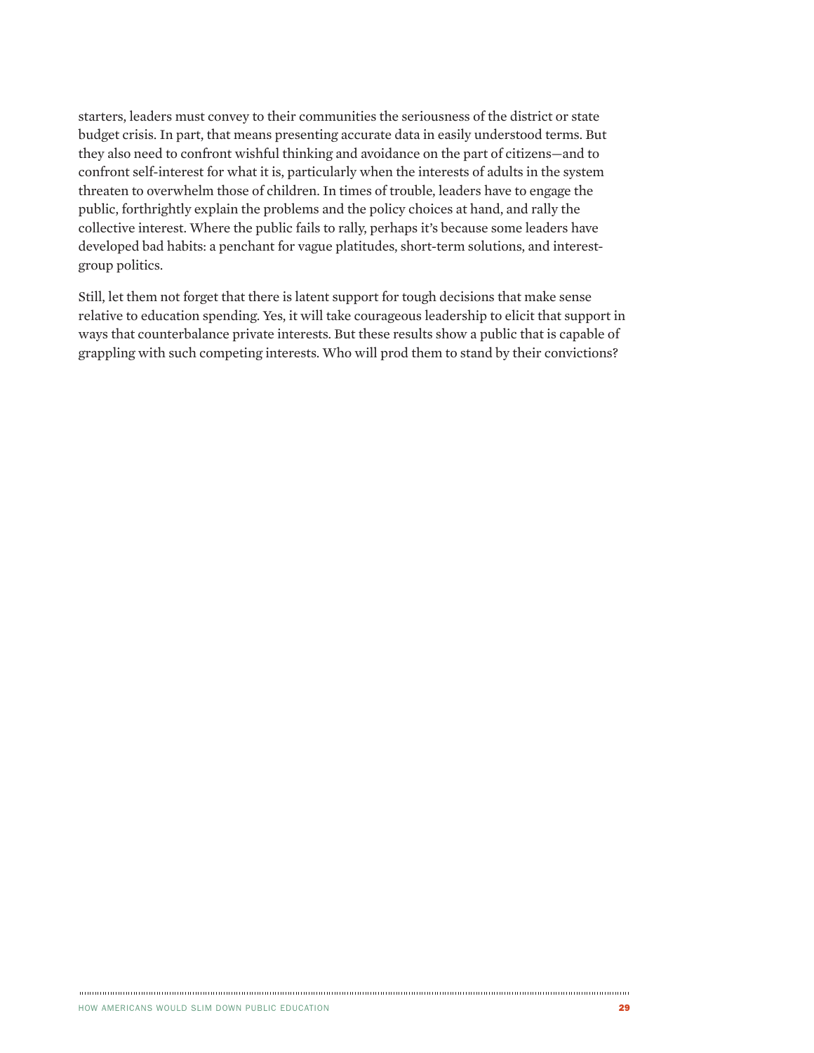starters, leaders must convey to their communities the seriousness of the district or state budget crisis. In part, that means presenting accurate data in easily understood terms. But they also need to confront wishful thinking and avoidance on the part of citizens—and to confront self-interest for what it is, particularly when the interests of adults in the system threaten to overwhelm those of children. In times of trouble, leaders have to engage the public, forthrightly explain the problems and the policy choices at hand, and rally the collective interest. Where the public fails to rally, perhaps it's because some leaders have developed bad habits: a penchant for vague platitudes, short-term solutions, and interest-group politics.

Still, let them not forget that there is latent support for tough decisions that make sense relative to education spending. Yes, it will take courageous leadership to elicit that support in ways that counterbalance private interests. But these results show a public that is capable of grappling with such competing interests. Who will prod them to stand by their convictions?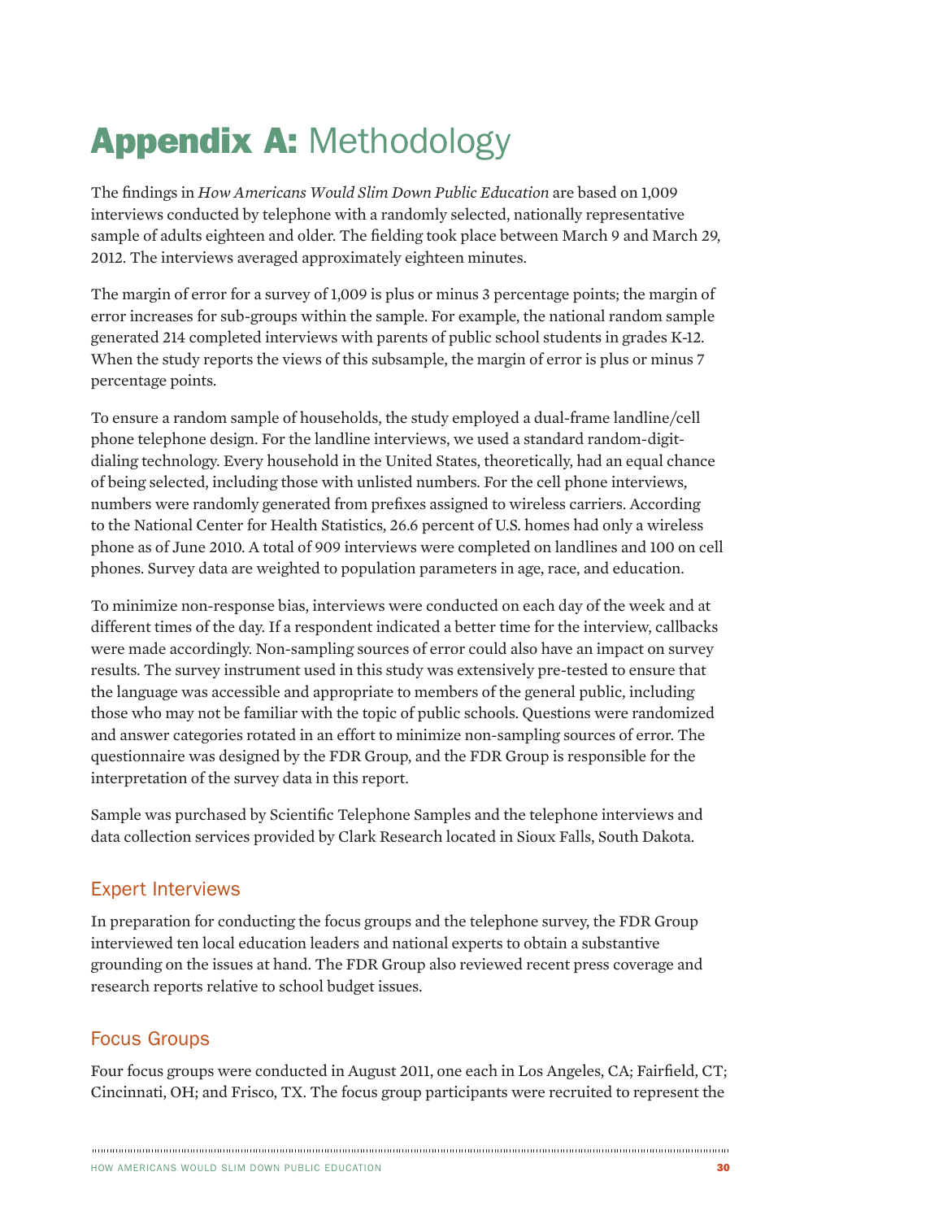# **Appendix A:** Methodology

The findings in *How Americans Would Slim Down Public Education* are based on 1,009 interviews conducted by telephone with a randomly selected, nationally representative sample of adults eighteen and older. The fielding took place between March 9 and March 29, 2012. The interviews averaged approximately eighteen minutes.

The margin of error for a survey of 1,009 is plus or minus 3 percentage points; the margin of error increases for sub-groups within the sample. For example, the national random sample generated 214 completed interviews with parents of public school students in grades K-12. When the study reports the views of this subsample, the margin of error is plus or minus 7 percentage points.

To ensure a random sample of households, the study employed a dual-frame landline/cell phone telephone design. For the landline interviews, we used a standard random-digit-dialing technology. Every household in the United States, theoretically, had an equal chance of being selected, including those with unlisted numbers. For the cell phone interviews, numbers were randomly generated from prefixes assigned to wireless carriers. According to the National Center for Health Statistics, 26.6 percent of U.S. homes had only a wireless phone as of June 2010. A total of 909 interviews were completed on landlines and 100 on cell phones. Survey data are weighted to population parameters in age, race, and education.

To minimize non-response bias, interviews were conducted on each day of the week and at different times of the day. If a respondent indicated a better time for the interview, callbacks were made accordingly. Non-sampling sources of error could also have an impact on survey results. The survey instrument used in this study was extensively pre-tested to ensure that the language was accessible and appropriate to members of the general public, including those who may not be familiar with the topic of public schools. Questions were randomized and answer categories rotated in an effort to minimize non-sampling sources of error. The questionnaire was designed by the FDR Group, and the FDR Group is responsible for the interpretation of the survey data in this report.

Sample was purchased by Scientific Telephone Samples and the telephone interviews and data collection services provided by Clark Research located in Sioux Falls, South Dakota.

## Expert Interviews

In preparation for conducting the focus groups and the telephone survey, the FDR Group interviewed ten local education leaders and national experts to obtain a substantive grounding on the issues at hand. The FDR Group also reviewed recent press coverage and research reports relative to school budget issues.

## Focus Groups

Four focus groups were conducted in August 2011, one each in Los Angeles, CA; Fairfield, CT; Cincinnati, OH; and Frisco, TX. The focus group participants were recruited to represent the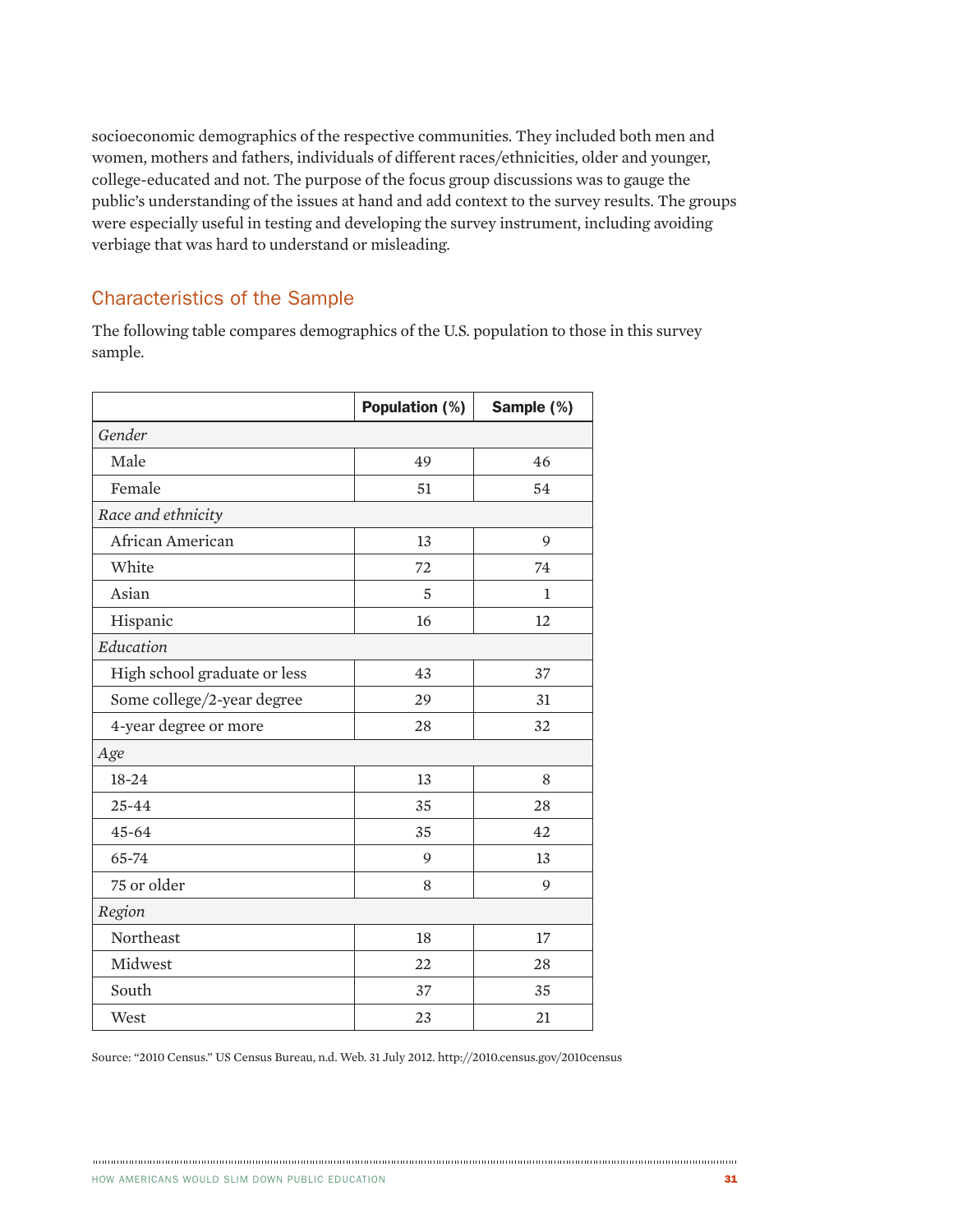socioeconomic demographics of the respective communities. They included both men and women, mothers and fathers, individuals of different races/ethnicities, older and younger, college-educated and not. The purpose of the focus group discussions was to gauge the public's understanding of the issues at hand and add context to the survey results. The groups were especially useful in testing and developing the survey instrument, including avoiding verbiage that was hard to understand or misleading.

## Characteristics of the Sample

The following table compares demographics of the U.S. population to those in this survey sample.

| | Population (%) | Sample (%) |
|---|---|---|
| *Gender* | | |
| Male | 49 | 46 |
| Female | 51 | 54 |
| *Race and ethnicity* | | |
| African American | 13 | 9 |
| White | 72 | 74 |
| Asian | 5 | 1 |
| Hispanic | 16 | 12 |
| *Education* | | |
| High school graduate or less | 43 | 37 |
| Some college/2-year degree | 29 | 31 |
| 4-year degree or more | 28 | 32 |
| *Age* | | |
| 18-24 | 13 | 8 |
| 25-44 | 35 | 28 |
| 45-64 | 35 | 42 |
| 65-74 | 9 | 13 |
| 75 or older | 8 | 9 |
| *Region* | | |
| Northeast | 18 | 17 |
| Midwest | 22 | 28 |
| South | 37 | 35 |
| West | 23 | 21 |

Source: "2010 Census." US Census Bureau, n.d. Web. 31 July 2012. http://2010.census.gov/2010census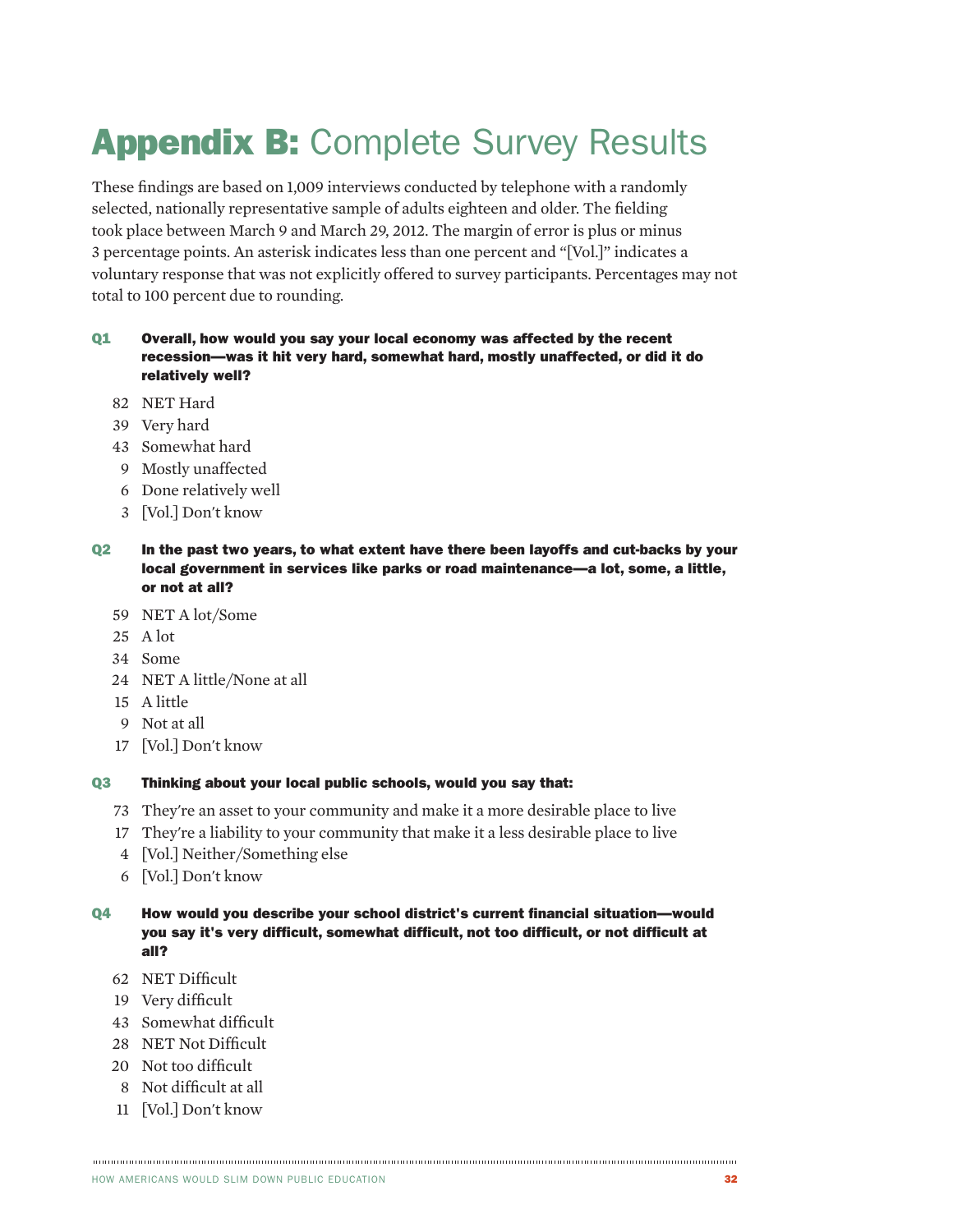# **Appendix B:** Complete Survey Results

These findings are based on 1,009 interviews conducted by telephone with a randomly selected, nationally representative sample of adults eighteen and older. The fielding took place between March 9 and March 29, 2012. The margin of error is plus or minus 3 percentage points. An asterisk indicates less than one percent and "[Vol.]" indicates a voluntary response that was not explicitly offered to survey participants. Percentages may not total to 100 percent due to rounding.

**Q1 Overall, how would you say your local economy was affected by the recent recession—was it hit very hard, somewhat hard, mostly unaffected, or did it do relatively well?**

82 NET Hard
39 Very hard
43 Somewhat hard
9 Mostly unaffected
6 Done relatively well
3 [Vol.] Don't know

**Q2 In the past two years, to what extent have there been layoffs and cut-backs by your local government in services like parks or road maintenance—a lot, some, a little, or not at all?**

59 NET A lot/Some
25 A lot
34 Some
24 NET A little/None at all
15 A little
9 Not at all
17 [Vol.] Don't know

**Q3 Thinking about your local public schools, would you say that:**

73 They're an asset to your community and make it a more desirable place to live
17 They're a liability to your community that make it a less desirable place to live
4 [Vol.] Neither/Something else
6 [Vol.] Don't know

**Q4 How would you describe your school district's current financial situation—would you say it's very difficult, somewhat difficult, not too difficult, or not difficult at all?**

62 NET Difficult
19 Very difficult
43 Somewhat difficult
28 NET Not Difficult
20 Not too difficult
8 Not difficult at all
11 [Vol.] Don't know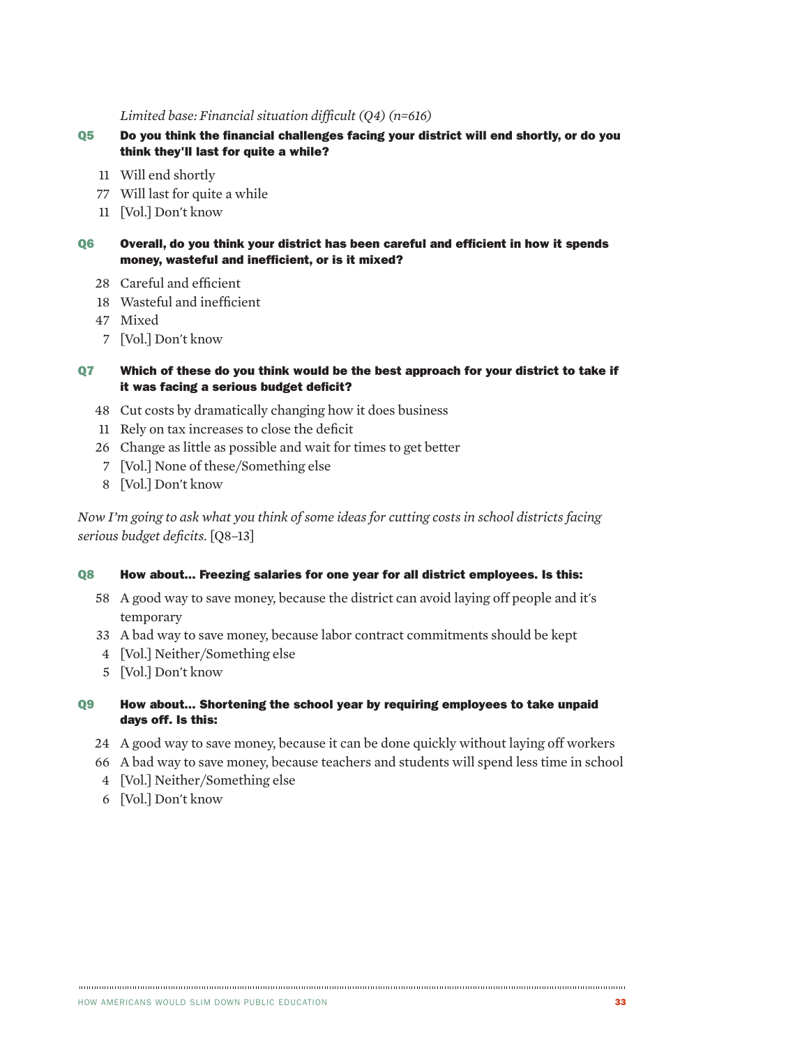*Limited base: Financial situation difficult (Q4) (n=616)*

**Q5 Do you think the financial challenges facing your district will end shortly, or do you think they'll last for quite a while?**

- 11 Will end shortly
- 77 Will last for quite a while
- 11 [Vol.] Don't know

**Q6 Overall, do you think your district has been careful and efficient in how it spends money, wasteful and inefficient, or is it mixed?**

- 28 Careful and efficient
- 18 Wasteful and inefficient
- 47 Mixed
- 7 [Vol.] Don't know

**Q7 Which of these do you think would be the best approach for your district to take if it was facing a serious budget deficit?**

- 48 Cut costs by dramatically changing how it does business
- 11 Rely on tax increases to close the deficit
- 26 Change as little as possible and wait for times to get better
- 7 [Vol.] None of these/Something else
- 8 [Vol.] Don't know

*Now I'm going to ask what you think of some ideas for cutting costs in school districts facing serious budget deficits.* [Q8–13]

**Q8 How about… Freezing salaries for one year for all district employees. Is this:**

- 58 A good way to save money, because the district can avoid laying off people and it's temporary
- 33 A bad way to save money, because labor contract commitments should be kept
- 4 [Vol.] Neither/Something else
- 5 [Vol.] Don't know

**Q9 How about… Shortening the school year by requiring employees to take unpaid days off. Is this:**

- 24 A good way to save money, because it can be done quickly without laying off workers
- 66 A bad way to save money, because teachers and students will spend less time in school
- 4 [Vol.] Neither/Something else
- 6 [Vol.] Don't know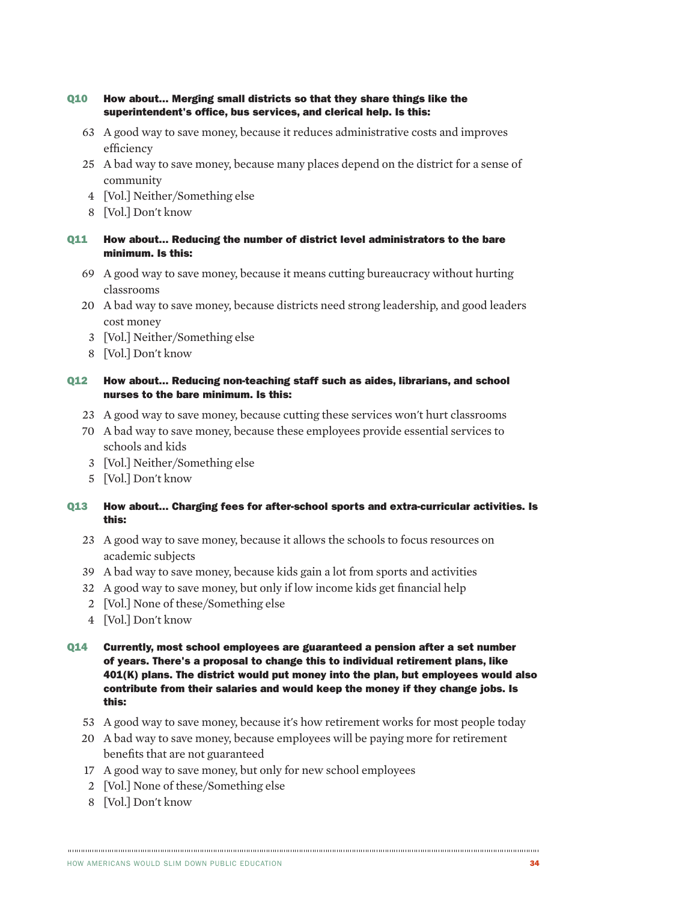**Q10 How about... Merging small districts so that they share things like the superintendent's office, bus services, and clerical help. Is this:**

63 A good way to save money, because it reduces administrative costs and improves efficiency
25 A bad way to save money, because many places depend on the district for a sense of community
4 [Vol.] Neither/Something else
8 [Vol.] Don't know

**Q11 How about... Reducing the number of district level administrators to the bare minimum. Is this:**

69 A good way to save money, because it means cutting bureaucracy without hurting classrooms
20 A bad way to save money, because districts need strong leadership, and good leaders cost money
3 [Vol.] Neither/Something else
8 [Vol.] Don't know

**Q12 How about... Reducing non-teaching staff such as aides, librarians, and school nurses to the bare minimum. Is this:**

23 A good way to save money, because cutting these services won't hurt classrooms
70 A bad way to save money, because these employees provide essential services to schools and kids
3 [Vol.] Neither/Something else
5 [Vol.] Don't know

**Q13 How about... Charging fees for after-school sports and extra-curricular activities. Is this:**

23 A good way to save money, because it allows the schools to focus resources on academic subjects
39 A bad way to save money, because kids gain a lot from sports and activities
32 A good way to save money, but only if low income kids get financial help
2 [Vol.] None of these/Something else
4 [Vol.] Don't know

**Q14 Currently, most school employees are guaranteed a pension after a set number of years. There's a proposal to change this to individual retirement plans, like 401(K) plans. The district would put money into the plan, but employees would also contribute from their salaries and would keep the money if they change jobs. Is this:**

53 A good way to save money, because it's how retirement works for most people today
20 A bad way to save money, because employees will be paying more for retirement benefits that are not guaranteed
17 A good way to save money, but only for new school employees
2 [Vol.] None of these/Something else
8 [Vol.] Don't know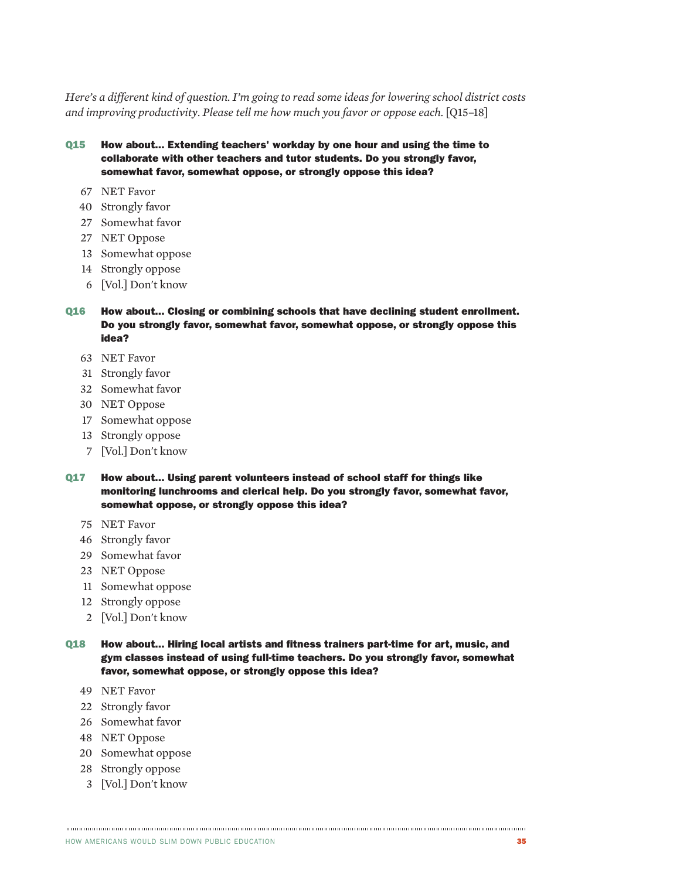*Here's a different kind of question. I'm going to read some ideas for lowering school district costs and improving productivity. Please tell me how much you favor or oppose each.* [Q15–18]

**Q15 How about… Extending teachers' workday by one hour and using the time to collaborate with other teachers and tutor students. Do you strongly favor, somewhat favor, somewhat oppose, or strongly oppose this idea?**

- 67 NET Favor
- 40 Strongly favor
- 27 Somewhat favor
- 27 NET Oppose
- 13 Somewhat oppose
- 14 Strongly oppose
- 6 [Vol.] Don't know

**Q16 How about… Closing or combining schools that have declining student enrollment. Do you strongly favor, somewhat favor, somewhat oppose, or strongly oppose this idea?**

- 63 NET Favor
- 31 Strongly favor
- 32 Somewhat favor
- 30 NET Oppose
- 17 Somewhat oppose
- 13 Strongly oppose
- 7 [Vol.] Don't know

**Q17 How about… Using parent volunteers instead of school staff for things like monitoring lunchrooms and clerical help. Do you strongly favor, somewhat favor, somewhat oppose, or strongly oppose this idea?**

- 75 NET Favor
- 46 Strongly favor
- 29 Somewhat favor
- 23 NET Oppose
- 11 Somewhat oppose
- 12 Strongly oppose
- 2 [Vol.] Don't know

**Q18 How about… Hiring local artists and fitness trainers part-time for art, music, and gym classes instead of using full-time teachers. Do you strongly favor, somewhat favor, somewhat oppose, or strongly oppose this idea?**

- 49 NET Favor
- 22 Strongly favor
- 26 Somewhat favor
- 48 NET Oppose
- 20 Somewhat oppose
- 28 Strongly oppose
- 3 [Vol.] Don't know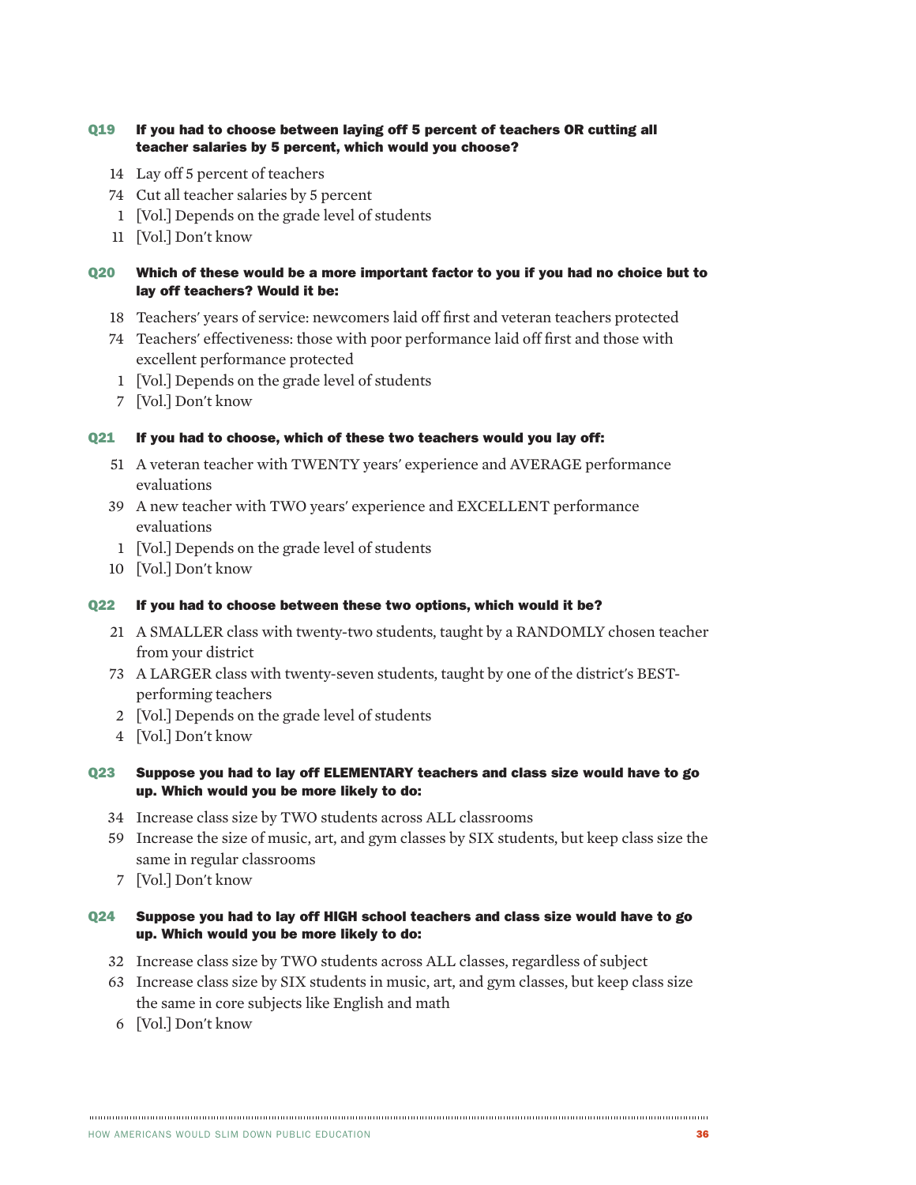**Q19 If you had to choose between laying off 5 percent of teachers OR cutting all teacher salaries by 5 percent, which would you choose?**

14 Lay off 5 percent of teachers
74 Cut all teacher salaries by 5 percent
1 [Vol.] Depends on the grade level of students
11 [Vol.] Don't know

**Q20 Which of these would be a more important factor to you if you had no choice but to lay off teachers? Would it be:**

18 Teachers' years of service: newcomers laid off first and veteran teachers protected
74 Teachers' effectiveness: those with poor performance laid off first and those with excellent performance protected
1 [Vol.] Depends on the grade level of students
7 [Vol.] Don't know

**Q21 If you had to choose, which of these two teachers would you lay off:**

51 A veteran teacher with TWENTY years' experience and AVERAGE performance evaluations
39 A new teacher with TWO years' experience and EXCELLENT performance evaluations
1 [Vol.] Depends on the grade level of students
10 [Vol.] Don't know

**Q22 If you had to choose between these two options, which would it be?**

21 A SMALLER class with twenty-two students, taught by a RANDOMLY chosen teacher from your district
73 A LARGER class with twenty-seven students, taught by one of the district's BEST-performing teachers
2 [Vol.] Depends on the grade level of students
4 [Vol.] Don't know

**Q23 Suppose you had to lay off ELEMENTARY teachers and class size would have to go up. Which would you be more likely to do:**

34 Increase class size by TWO students across ALL classrooms
59 Increase the size of music, art, and gym classes by SIX students, but keep class size the same in regular classrooms
7 [Vol.] Don't know

**Q24 Suppose you had to lay off HIGH school teachers and class size would have to go up. Which would you be more likely to do:**

32 Increase class size by TWO students across ALL classes, regardless of subject
63 Increase class size by SIX students in music, art, and gym classes, but keep class size the same in core subjects like English and math
6 [Vol.] Don't know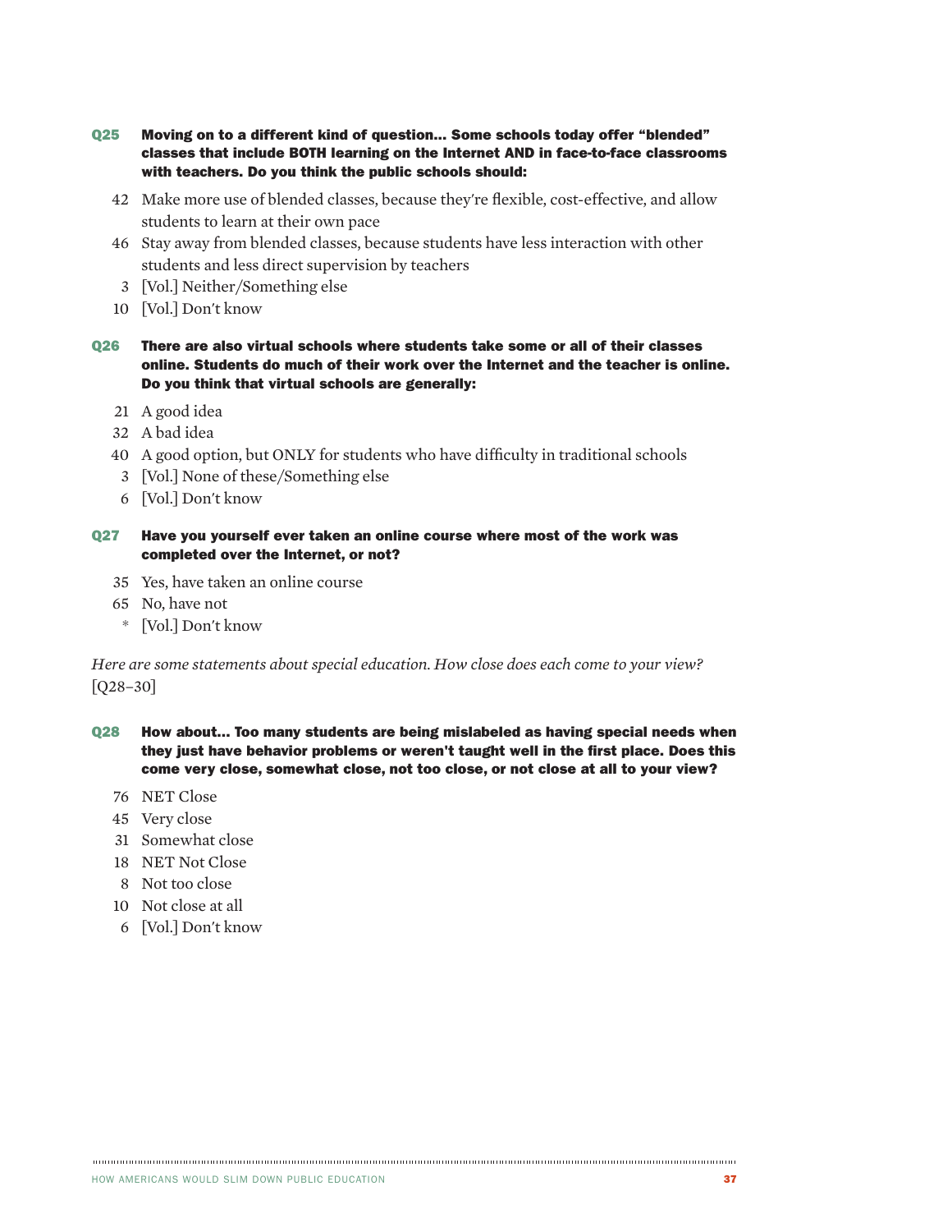**Q25 Moving on to a different kind of question… Some schools today offer "blended" classes that include BOTH learning on the Internet AND in face-to-face classrooms with teachers. Do you think the public schools should:**

42 Make more use of blended classes, because they're flexible, cost-effective, and allow students to learn at their own pace

46 Stay away from blended classes, because students have less interaction with other students and less direct supervision by teachers

3 [Vol.] Neither/Something else

10 [Vol.] Don't know

**Q26 There are also virtual schools where students take some or all of their classes online. Students do much of their work over the Internet and the teacher is online. Do you think that virtual schools are generally:**

21 A good idea

32 A bad idea

40 A good option, but ONLY for students who have difficulty in traditional schools

3 [Vol.] None of these/Something else

6 [Vol.] Don't know

**Q27 Have you yourself ever taken an online course where most of the work was completed over the Internet, or not?**

35 Yes, have taken an online course

65 No, have not

* [Vol.] Don't know

*Here are some statements about special education. How close does each come to your view?* [Q28–30]

**Q28 How about… Too many students are being mislabeled as having special needs when they just have behavior problems or weren't taught well in the first place. Does this come very close, somewhat close, not too close, or not close at all to your view?**

76 NET Close

45 Very close

31 Somewhat close

18 NET Not Close

8 Not too close

10 Not close at all

6 [Vol.] Don't know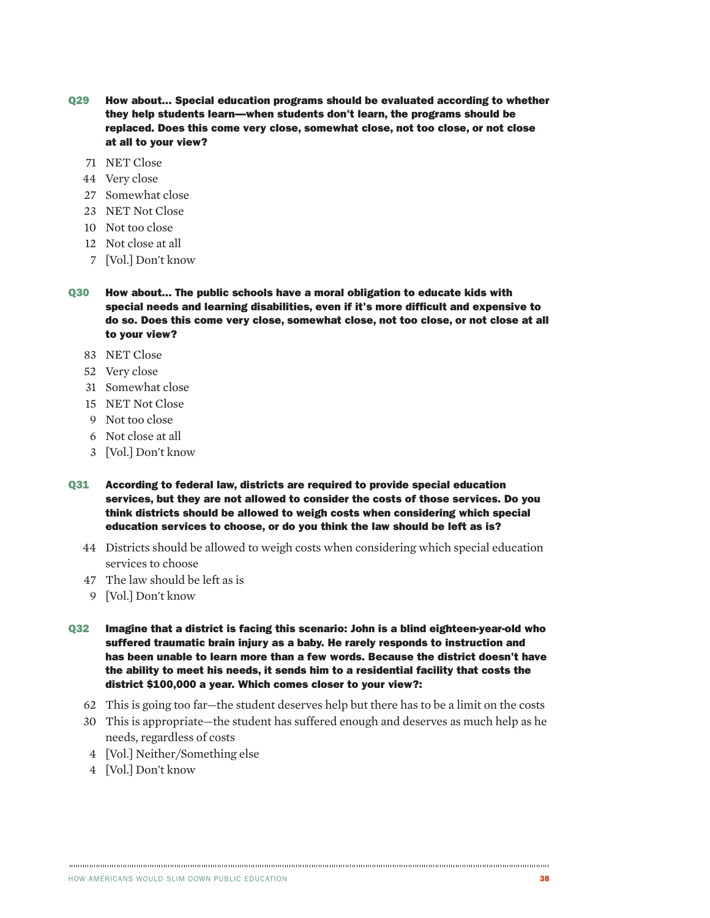**Q29 How about… Special education programs should be evaluated according to whether they help students learn—when students don't learn, the programs should be replaced. Does this come very close, somewhat close, not too close, or not close at all to your view?**

71 NET Close
44 Very close
27 Somewhat close
23 NET Not Close
10 Not too close
12 Not close at all
7 [Vol.] Don't know

**Q30 How about… The public schools have a moral obligation to educate kids with special needs and learning disabilities, even if it's more difficult and expensive to do so. Does this come very close, somewhat close, not too close, or not close at all to your view?**

83 NET Close
52 Very close
31 Somewhat close
15 NET Not Close
9 Not too close
6 Not close at all
3 [Vol.] Don't know

**Q31 According to federal law, districts are required to provide special education services, but they are not allowed to consider the costs of those services. Do you think districts should be allowed to weigh costs when considering which special education services to choose, or do you think the law should be left as is?**

44 Districts should be allowed to weigh costs when considering which special education services to choose
47 The law should be left as is
9 [Vol.] Don't know

**Q32 Imagine that a district is facing this scenario: John is a blind eighteen-year-old who suffered traumatic brain injury as a baby. He rarely responds to instruction and has been unable to learn more than a few words. Because the district doesn't have the ability to meet his needs, it sends him to a residential facility that costs the district $100,000 a year. Which comes closer to your view?:**

62 This is going too far—the student deserves help but there has to be a limit on the costs
30 This is appropriate—the student has suffered enough and deserves as much help as he needs, regardless of costs
4 [Vol.] Neither/Something else
4 [Vol.] Don't know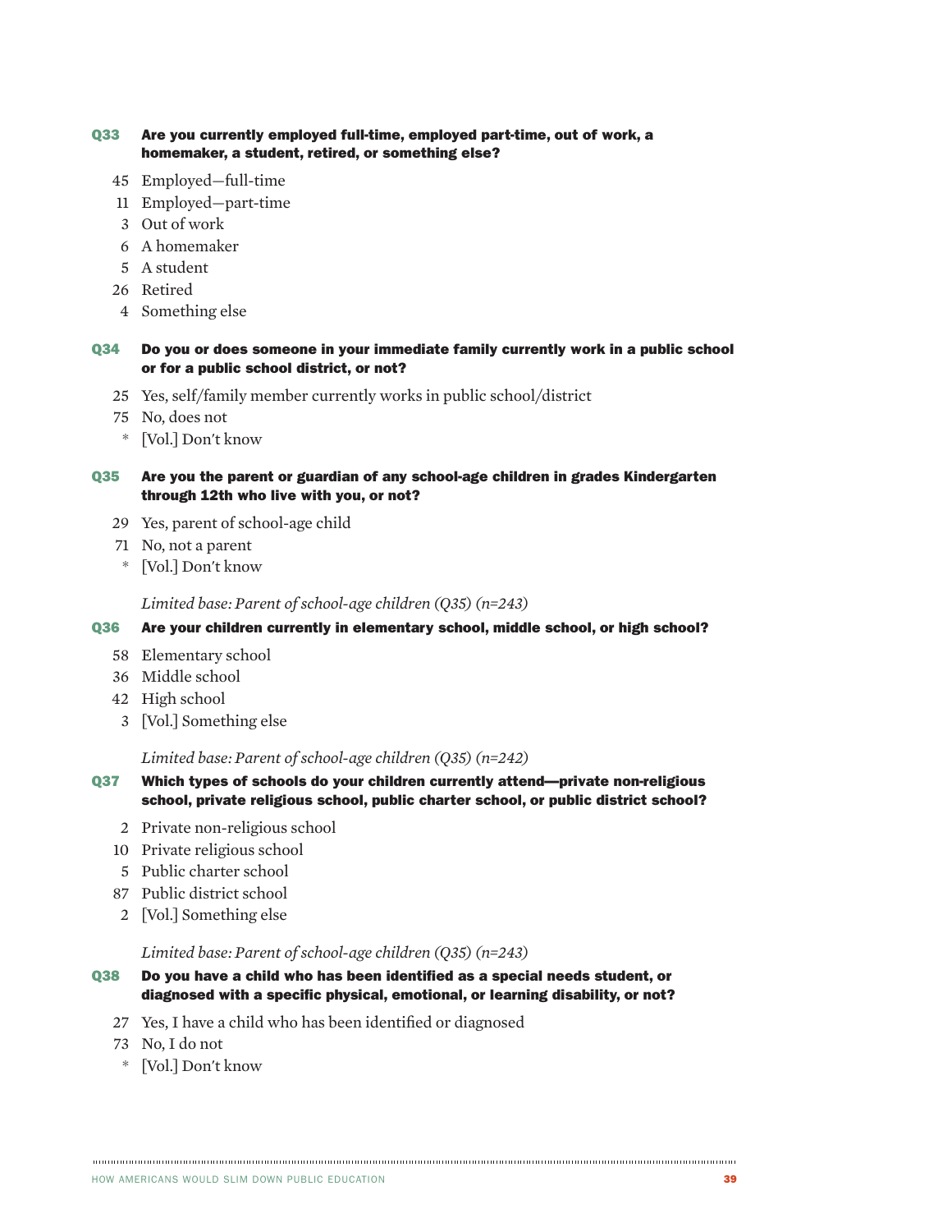**Q33 Are you currently employed full-time, employed part-time, out of work, a homemaker, a student, retired, or something else?**

45 Employed—full-time
11 Employed—part-time
3 Out of work
6 A homemaker
5 A student
26 Retired
4 Something else

**Q34 Do you or does someone in your immediate family currently work in a public school or for a public school district, or not?**

25 Yes, self/family member currently works in public school/district
75 No, does not
* [Vol.] Don't know

**Q35 Are you the parent or guardian of any school-age children in grades Kindergarten through 12th who live with you, or not?**

29 Yes, parent of school-age child
71 No, not a parent
* [Vol.] Don't know

*Limited base: Parent of school-age children (Q35) (n=243)*

**Q36 Are your children currently in elementary school, middle school, or high school?**

58 Elementary school
36 Middle school
42 High school
3 [Vol.] Something else

*Limited base: Parent of school-age children (Q35) (n=242)*

**Q37 Which types of schools do your children currently attend—private non-religious school, private religious school, public charter school, or public district school?**

2 Private non-religious school
10 Private religious school
5 Public charter school
87 Public district school
2 [Vol.] Something else

*Limited base: Parent of school-age children (Q35) (n=243)*

**Q38 Do you have a child who has been identified as a special needs student, or diagnosed with a specific physical, emotional, or learning disability, or not?**

27 Yes, I have a child who has been identified or diagnosed
73 No, I do not
* [Vol.] Don't know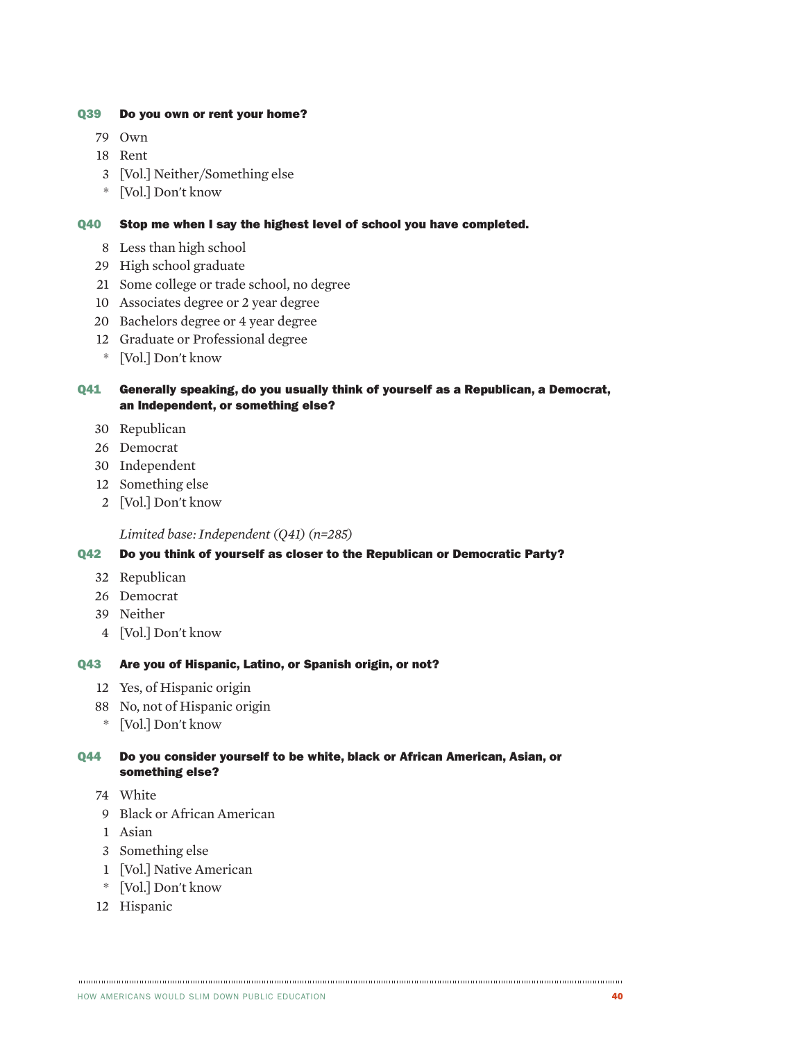**Q39 Do you own or rent your home?**

79 Own
18 Rent
3 [Vol.] Neither/Something else
* [Vol.] Don't know

**Q40 Stop me when I say the highest level of school you have completed.**

8 Less than high school
29 High school graduate
21 Some college or trade school, no degree
10 Associates degree or 2 year degree
20 Bachelors degree or 4 year degree
12 Graduate or Professional degree
* [Vol.] Don't know

**Q41 Generally speaking, do you usually think of yourself as a Republican, a Democrat, an Independent, or something else?**

30 Republican
26 Democrat
30 Independent
12 Something else
2 [Vol.] Don't know

*Limited base: Independent (Q41) (n=285)*

**Q42 Do you think of yourself as closer to the Republican or Democratic Party?**

32 Republican
26 Democrat
39 Neither
4 [Vol.] Don't know

**Q43 Are you of Hispanic, Latino, or Spanish origin, or not?**

12 Yes, of Hispanic origin
88 No, not of Hispanic origin
* [Vol.] Don't know

**Q44 Do you consider yourself to be white, black or African American, Asian, or something else?**

74 White
9 Black or African American
1 Asian
3 Something else
1 [Vol.] Native American
* [Vol.] Don't know
12 Hispanic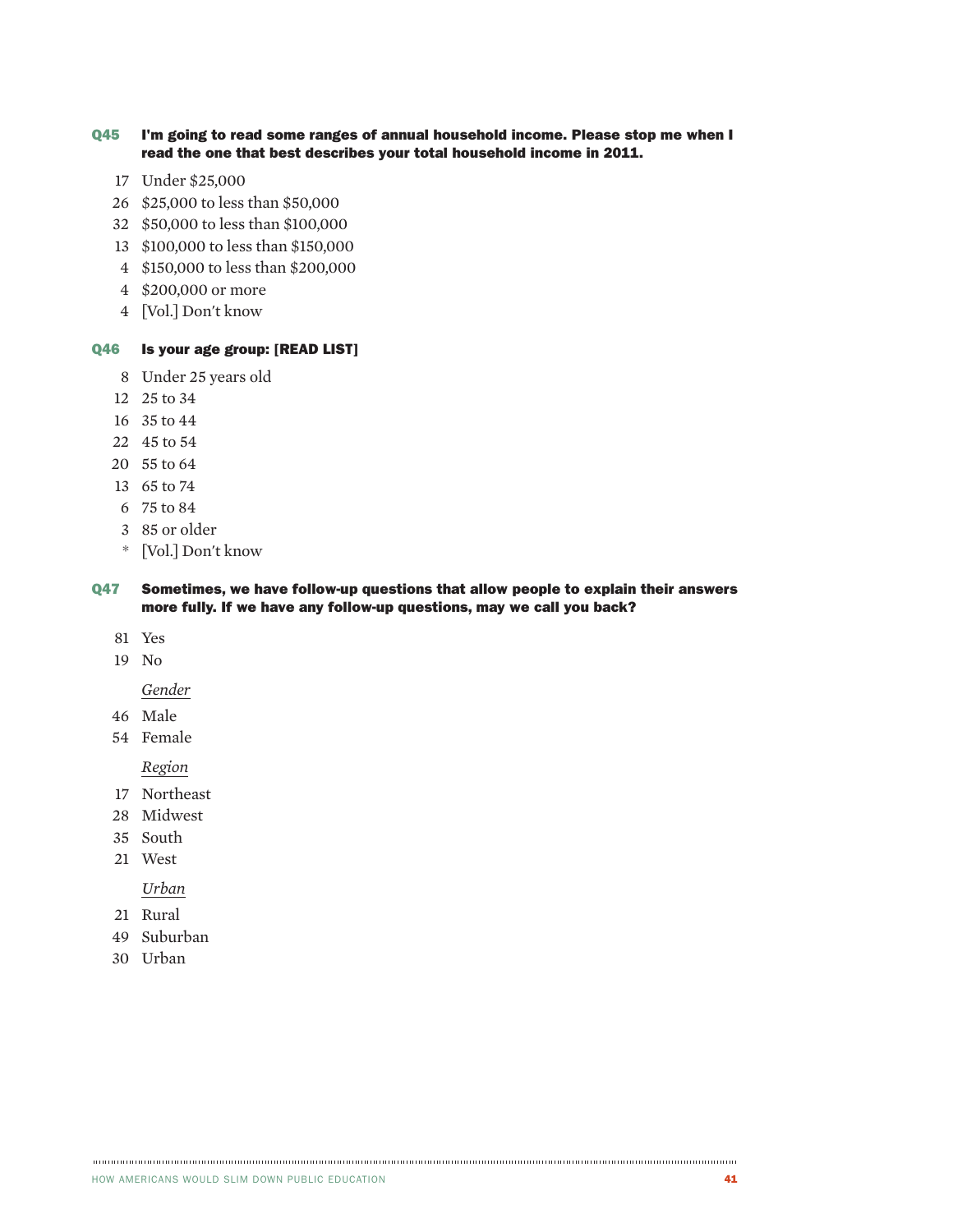**Q45 I'm going to read some ranges of annual household income. Please stop me when I read the one that best describes your total household income in 2011.**

17 Under $25,000
26 $25,000 to less than $50,000
32 $50,000 to less than $100,000
13 $100,000 to less than $150,000
4 $150,000 to less than $200,000
4 $200,000 or more
4 [Vol.] Don't know

**Q46 Is your age group: [READ LIST]**

8 Under 25 years old
12 25 to 34
16 35 to 44
22 45 to 54
20 55 to 64
13 65 to 74
6 75 to 84
3 85 or older
* [Vol.] Don't know

**Q47 Sometimes, we have follow-up questions that allow people to explain their answers more fully. If we have any follow-up questions, may we call you back?**

81 Yes
19 No

*Gender*

46 Male
54 Female

*Region*

17 Northeast
28 Midwest
35 South
21 West

*Urban*

21 Rural
49 Suburban
30 Urban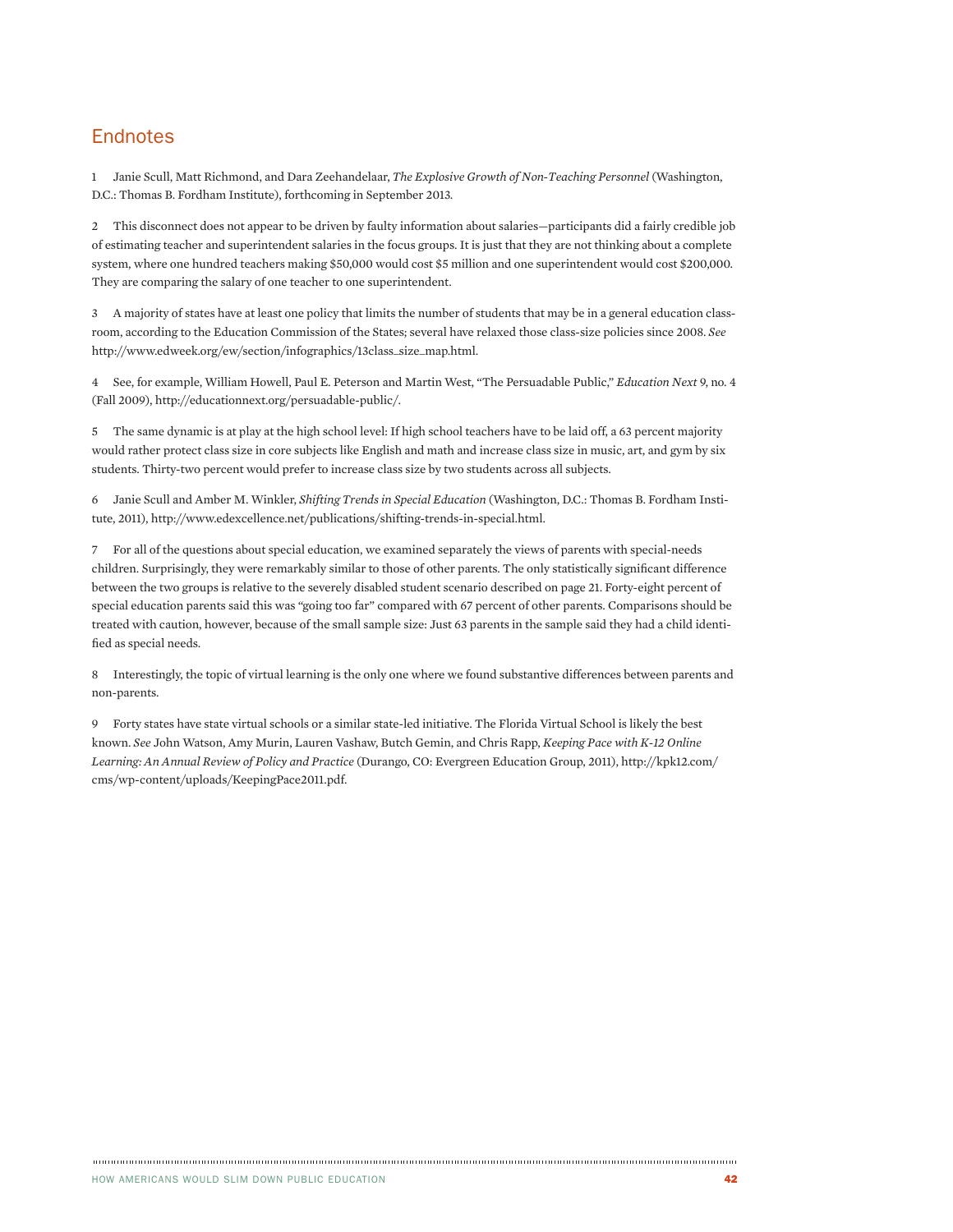## Endnotes

1 Janie Scull, Matt Richmond, and Dara Zeehandelaar, *The Explosive Growth of Non-Teaching Personnel* (Washington, D.C.: Thomas B. Fordham Institute), forthcoming in September 2013.

2 This disconnect does not appear to be driven by faulty information about salaries—participants did a fairly credible job of estimating teacher and superintendent salaries in the focus groups. It is just that they are not thinking about a complete system, where one hundred teachers making $50,000 would cost $5 million and one superintendent would cost $200,000. They are comparing the salary of one teacher to one superintendent.

3 A majority of states have at least one policy that limits the number of students that may be in a general education classroom, according to the Education Commission of the States; several have relaxed those class-size policies since 2008. *See* http://www.edweek.org/ew/section/infographics/13class_size_map.html.

4 See, for example, William Howell, Paul E. Peterson and Martin West, "The Persuadable Public," *Education Next* 9, no. 4 (Fall 2009), http://educationnext.org/persuadable-public/.

5 The same dynamic is at play at the high school level: If high school teachers have to be laid off, a 63 percent majority would rather protect class size in core subjects like English and math and increase class size in music, art, and gym by six students. Thirty-two percent would prefer to increase class size by two students across all subjects.

6 Janie Scull and Amber M. Winkler, *Shifting Trends in Special Education* (Washington, D.C.: Thomas B. Fordham Institute, 2011), http://www.edexcellence.net/publications/shifting-trends-in-special.html.

7 For all of the questions about special education, we examined separately the views of parents with special-needs children. Surprisingly, they were remarkably similar to those of other parents. The only statistically significant difference between the two groups is relative to the severely disabled student scenario described on page 21. Forty-eight percent of special education parents said this was "going too far" compared with 67 percent of other parents. Comparisons should be treated with caution, however, because of the small sample size: Just 63 parents in the sample said they had a child identified as special needs.

8 Interestingly, the topic of virtual learning is the only one where we found substantive differences between parents and non-parents.

9 Forty states have state virtual schools or a similar state-led initiative. The Florida Virtual School is likely the best known. *See* John Watson, Amy Murin, Lauren Vashaw, Butch Gemin, and Chris Rapp, *Keeping Pace with K-12 Online Learning: An Annual Review of Policy and Practice* (Durango, CO: Evergreen Education Group, 2011), http://kpk12.com/cms/wp-content/uploads/KeepingPace2011.pdf.